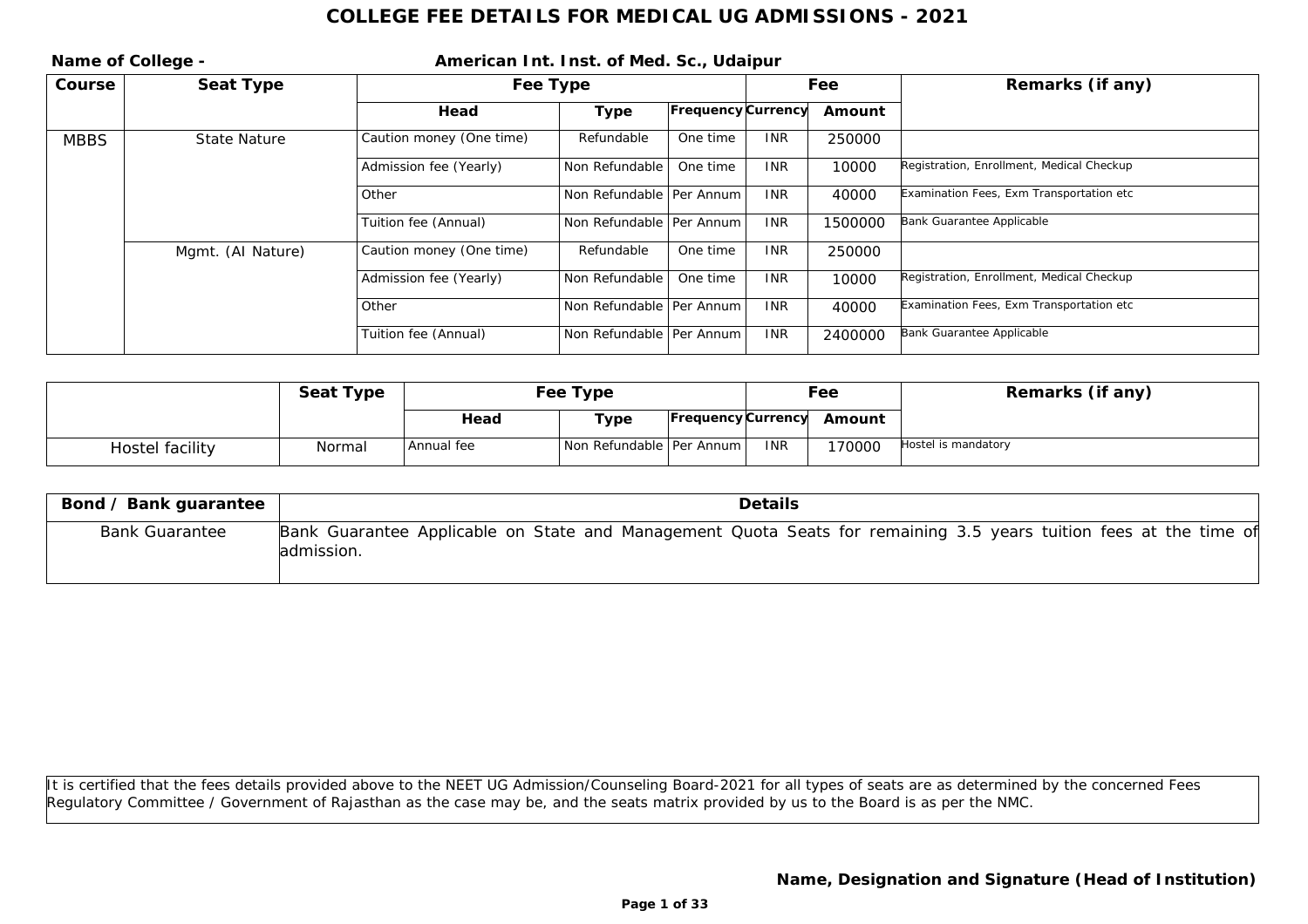# COLLEGE FEE DETAILS FOR MEDICAL UG ADMISSIONS - 2021

**Name of College -** **American Int. Inst. of Med. Sc., Udaipur**

| Course | Seat Type | Fee Type | | | Fee | | Remarks (if any) |
|---|---|---|---|---|---|---|---|
| | | **Head** | **Type** | **Frequency** | **Currency** | **Amount** | |
| MBBS | State Nature | Caution money (One time) | Refundable | One time | INR | 250000 | |
| | | Admission fee (Yearly) | Non Refundable | One time | INR | 10000 | Registration, Enrollment, Medical Checkup |
| | | Other | Non Refundable | Per Annum | INR | 40000 | Examination Fees, Exm Transportation etc |
| | | Tuition fee (Annual) | Non Refundable | Per Annum | INR | 1500000 | Bank Guarantee Applicable |
| | Mgmt. (AI Nature) | Caution money (One time) | Refundable | One time | INR | 250000 | |
| | | Admission fee (Yearly) | Non Refundable | One time | INR | 10000 | Registration, Enrollment, Medical Checkup |
| | | Other | Non Refundable | Per Annum | INR | 40000 | Examination Fees, Exm Transportation etc |
| | | Tuition fee (Annual) | Non Refundable | Per Annum | INR | 2400000 | Bank Guarantee Applicable |

| | Seat Type | Fee Type | | | Fee | | Remarks (if any) |
|---|---|---|---|---|---|---|---|
| | | **Head** | **Type** | **Frequency** | **Currency** | **Amount** | |
| Hostel facility | Normal | Annual fee | Non Refundable | Per Annum | INR | 170000 | Hostel is mandatory |

| Bond / Bank guarantee | Details |
|---|---|
| Bank Guarantee | Bank Guarantee Applicable on State and Management Quota Seats for remaining 3.5 years tuition fees at the time of admission. |

It is certified that the fees details provided above to the NEET UG Admission/Counseling Board-2021 for all types of seats are as determined by the concerned Fees Regulatory Committee / Government of Rajasthan as the case may be, and the seats matrix provided by us to the Board is as per the NMC.

**Name, Designation and Signature (Head of Institution)**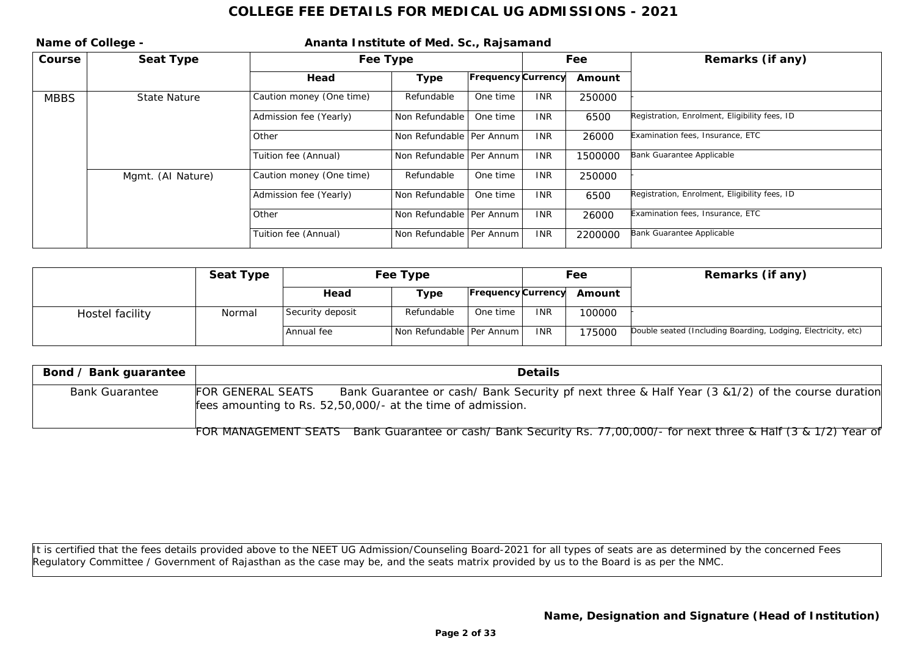# COLLEGE FEE DETAILS FOR MEDICAL UG ADMISSIONS - 2021

**Name of College -** **Ananta Institute of Med. Sc., Rajsamand**

| Course | Seat Type | Fee Type | | | Fee | | Remarks (if any) |
|---|---|---|---|---|---|---|---|
| | | Head | Type | Frequency | Currency | Amount | |
| MBBS | State Nature | Caution money (One time) | Refundable | One time | INR | 250000 | - |
| | | Admission fee (Yearly) | Non Refundable | One time | INR | 6500 | Registration, Enrolment, Eligibility fees, ID |
| | | Other | Non Refundable | Per Annum | INR | 26000 | Examination fees, Insurance, ETC |
| | | Tuition fee (Annual) | Non Refundable | Per Annum | INR | 1500000 | Bank Guarantee Applicable |
| | Mgmt. (AI Nature) | Caution money (One time) | Refundable | One time | INR | 250000 | - |
| | | Admission fee (Yearly) | Non Refundable | One time | INR | 6500 | Registration, Enrolment, Eligibility fees, ID |
| | | Other | Non Refundable | Per Annum | INR | 26000 | Examination fees, Insurance, ETC |
| | | Tuition fee (Annual) | Non Refundable | Per Annum | INR | 2200000 | Bank Guarantee Applicable |

| | Seat Type | Fee Type | | | Fee | | Remarks (if any) |
|---|---|---|---|---|---|---|---|
| | | Head | Type | Frequency | Currency | Amount | |
| Hostel facility | Normal | Security deposit | Refundable | One time | INR | 100000 | - |
| | | Annual fee | Non Refundable | Per Annum | INR | 175000 | Double seated (Including Boarding, Lodging, Electricity, etc) |

| Bond / Bank guarantee | Details |
|---|---|
| Bank Guarantee | FOR GENERAL SEATS Bank Guarantee or cash/ Bank Security pf next three & Half Year (3 &1/2) of the course duration fees amounting to Rs. 52,50,000/- at the time of admission. FOR MANAGEMENT SEATS Bank Guarantee or cash/ Bank Security Rs. 77,00,000/- for next three & Half (3 & 1/2) Year of |

It is certified that the fees details provided above to the NEET UG Admission/Counseling Board-2021 for all types of seats are as determined by the concerned Fees Regulatory Committee / Government of Rajasthan as the case may be, and the seats matrix provided by us to the Board is as per the NMC.

**Name, Designation and Signature (Head of Institution)**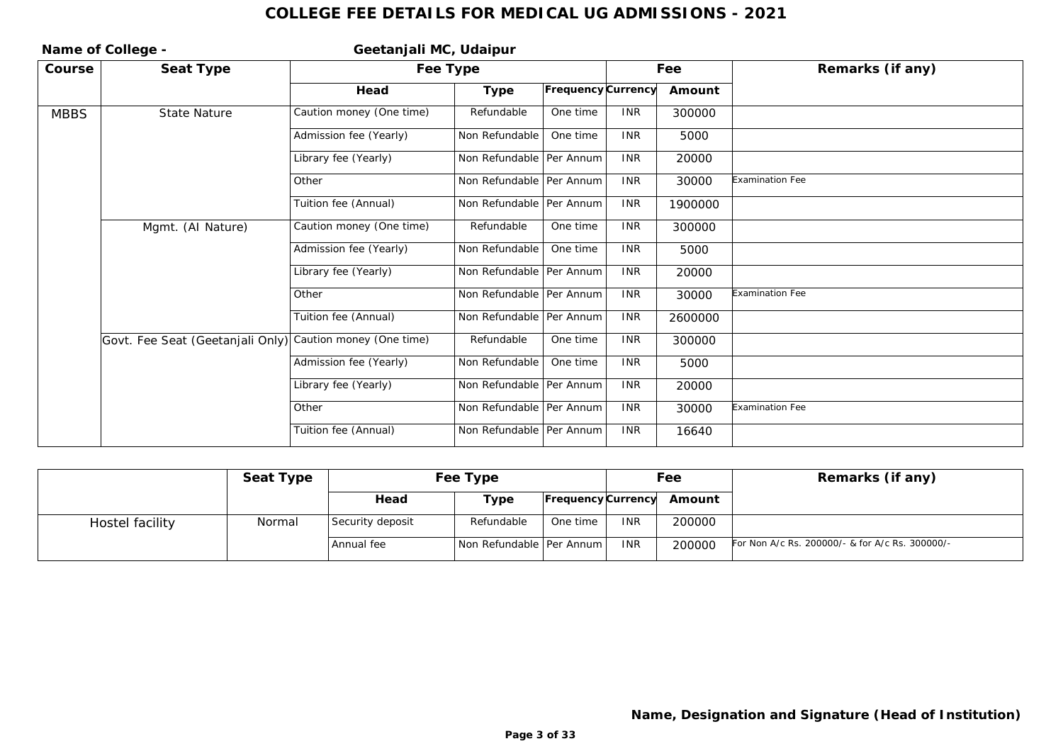# COLLEGE FEE DETAILS FOR MEDICAL UG ADMISSIONS - 2021

**Name of College -** **Geetanjali MC, Udaipur**

| Course | Seat Type | Fee Type | | | Fee | | Remarks (if any) |
|---|---|---|---|---|---|---|---|
| | | Head | Type | Frequency | Currency | Amount | |
| MBBS | State Nature | Caution money (One time) | Refundable | One time | INR | 300000 | |
| | | Admission fee (Yearly) | Non Refundable | One time | INR | 5000 | |
| | | Library fee (Yearly) | Non Refundable | Per Annum | INR | 20000 | |
| | | Other | Non Refundable | Per Annum | INR | 30000 | Examination Fee |
| | | Tuition fee (Annual) | Non Refundable | Per Annum | INR | 1900000 | |
| | Mgmt. (AI Nature) | Caution money (One time) | Refundable | One time | INR | 300000 | |
| | | Admission fee (Yearly) | Non Refundable | One time | INR | 5000 | |
| | | Library fee (Yearly) | Non Refundable | Per Annum | INR | 20000 | |
| | | Other | Non Refundable | Per Annum | INR | 30000 | Examination Fee |
| | | Tuition fee (Annual) | Non Refundable | Per Annum | INR | 2600000 | |
| | Govt. Fee Seat (Geetanjali Only) | Caution money (One time) | Refundable | One time | INR | 300000 | |
| | | Admission fee (Yearly) | Non Refundable | One time | INR | 5000 | |
| | | Library fee (Yearly) | Non Refundable | Per Annum | INR | 20000 | |
| | | Other | Non Refundable | Per Annum | INR | 30000 | Examination Fee |
| | | Tuition fee (Annual) | Non Refundable | Per Annum | INR | 16640 | |

| | Seat Type | Fee Type | | | Fee | | Remarks (if any) |
|---|---|---|---|---|---|---|---|
| | | Head | Type | Frequency | Currency | Amount | |
| Hostel facility | Normal | Security deposit | Refundable | One time | INR | 200000 | |
| | | Annual fee | Non Refundable | Per Annum | INR | 200000 | For Non A/c Rs. 200000/- & for A/c Rs. 300000/- |

**Name, Designation and Signature (Head of Institution)**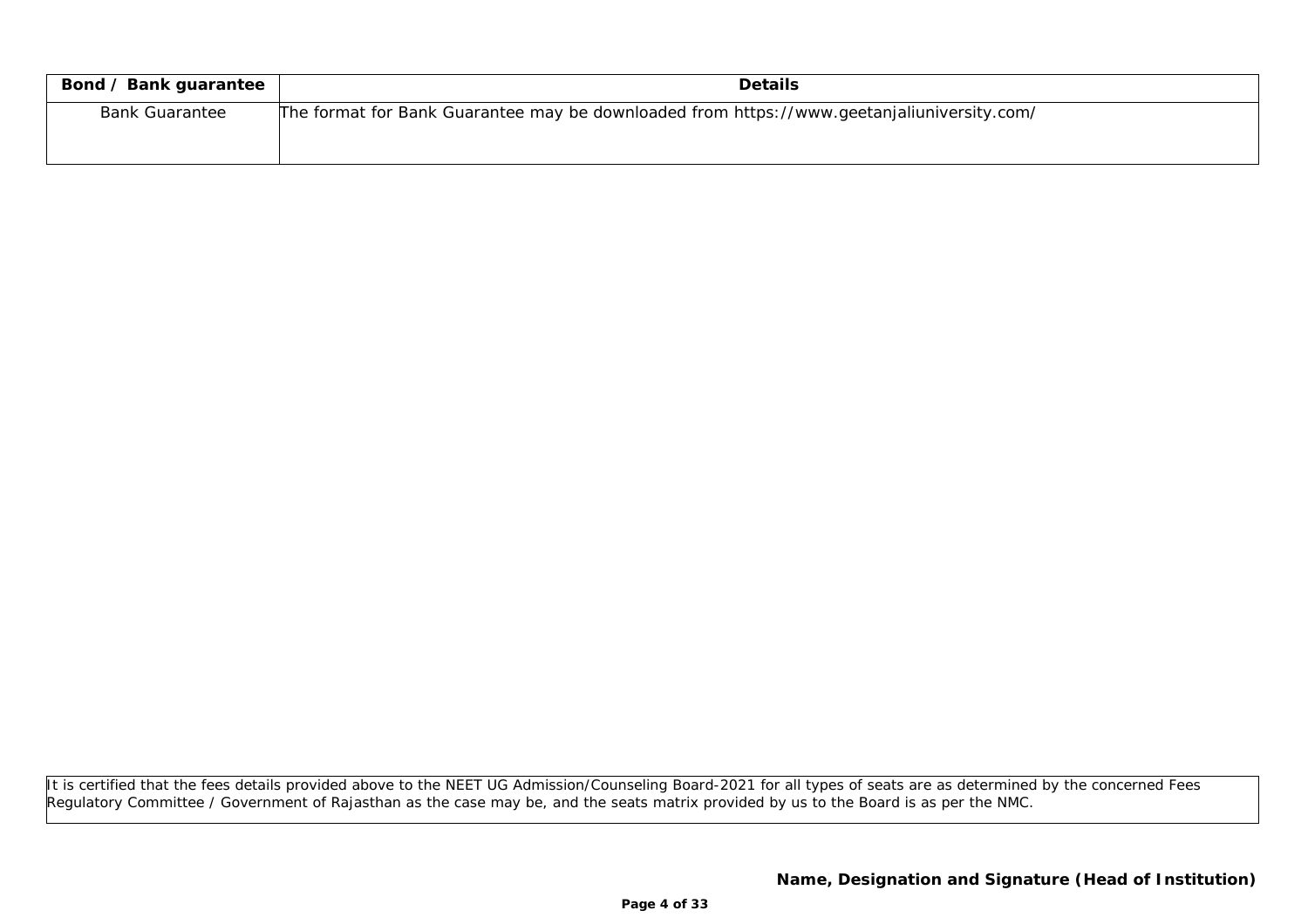| Bond / Bank guarantee | Details |
|---|---|
| Bank Guarantee | The format for Bank Guarantee may be downloaded from https://www.geetanjaliuniversity.com/ |

It is certified that the fees details provided above to the NEET UG Admission/Counseling Board-2021 for all types of seats are as determined by the concerned Fees Regulatory Committee / Government of Rajasthan as the case may be, and the seats matrix provided by us to the Board is as per the NMC.

**Name, Designation and Signature (Head of Institution)**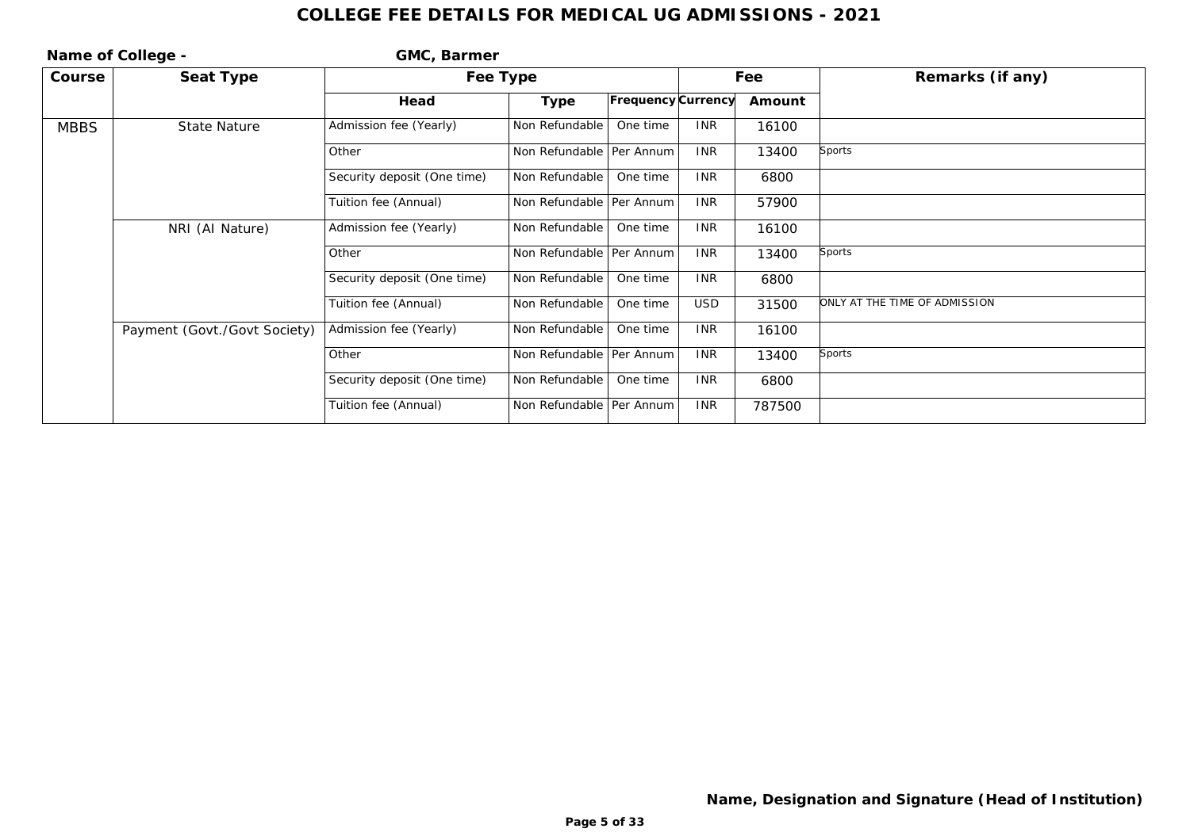# COLLEGE FEE DETAILS FOR MEDICAL UG ADMISSIONS - 2021

**Name of College -** **GMC, Barmer**

| Course | Seat Type | Fee Type | | | Fee | | Remarks (if any) |
|---|---|---|---|---|---|---|---|
| | | Head | Type | Frequency | Currency | Amount | |
| MBBS | State Nature | Admission fee (Yearly) | Non Refundable | One time | INR | 16100 | |
| | | Other | Non Refundable | Per Annum | INR | 13400 | Sports |
| | | Security deposit (One time) | Non Refundable | One time | INR | 6800 | |
| | | Tuition fee (Annual) | Non Refundable | Per Annum | INR | 57900 | |
| | NRI (AI Nature) | Admission fee (Yearly) | Non Refundable | One time | INR | 16100 | |
| | | Other | Non Refundable | Per Annum | INR | 13400 | Sports |
| | | Security deposit (One time) | Non Refundable | One time | INR | 6800 | |
| | | Tuition fee (Annual) | Non Refundable | One time | USD | 31500 | ONLY AT THE TIME OF ADMISSION |
| | Payment (Govt./Govt Society) | Admission fee (Yearly) | Non Refundable | One time | INR | 16100 | |
| | | Other | Non Refundable | Per Annum | INR | 13400 | Sports |
| | | Security deposit (One time) | Non Refundable | One time | INR | 6800 | |
| | | Tuition fee (Annual) | Non Refundable | Per Annum | INR | 787500 | |

**Name, Designation and Signature (Head of Institution)**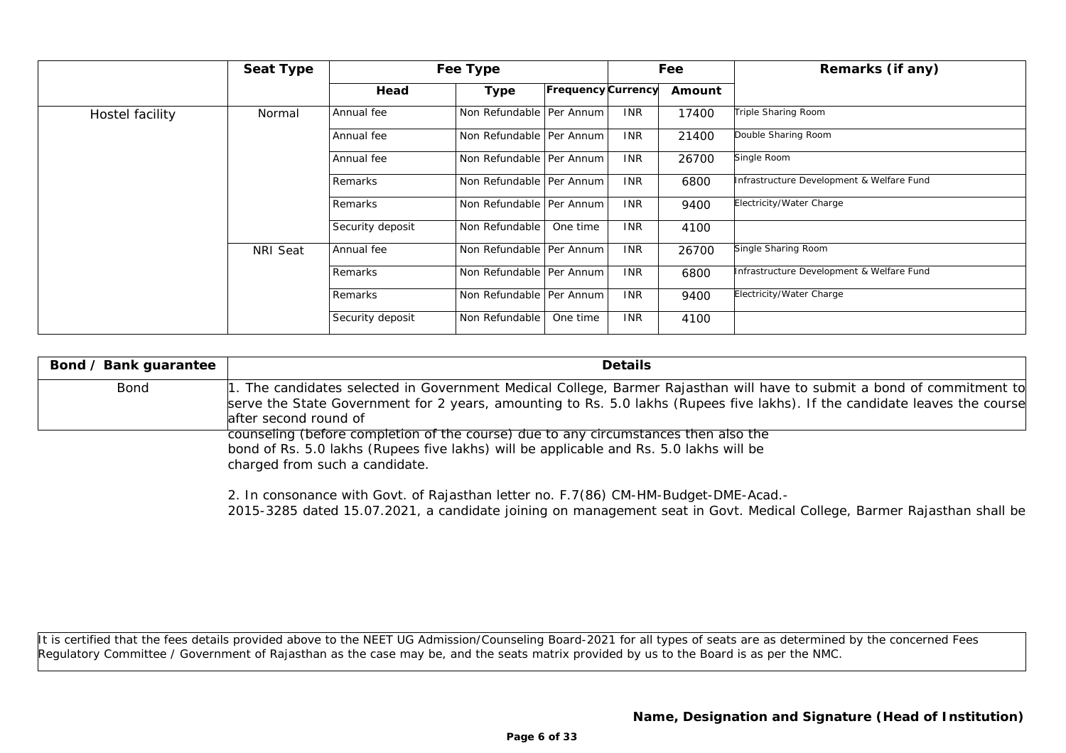| | Seat Type | Fee Type | | | Fee | | Remarks (if any) |
|---|---|---|---|---|---|---|---|
| | | Head | Type | Frequency | Currency | Amount | |
| Hostel facility | Normal | Annual fee | Non Refundable | Per Annum | INR | 17400 | Triple Sharing Room |
| | | Annual fee | Non Refundable | Per Annum | INR | 21400 | Double Sharing Room |
| | | Annual fee | Non Refundable | Per Annum | INR | 26700 | Single Room |
| | | Remarks | Non Refundable | Per Annum | INR | 6800 | Infrastructure Development & Welfare Fund |
| | | Remarks | Non Refundable | Per Annum | INR | 9400 | Electricity/Water Charge |
| | | Security deposit | Non Refundable | One time | INR | 4100 | |
| | NRI Seat | Annual fee | Non Refundable | Per Annum | INR | 26700 | Single Sharing Room |
| | | Remarks | Non Refundable | Per Annum | INR | 6800 | Infrastructure Development & Welfare Fund |
| | | Remarks | Non Refundable | Per Annum | INR | 9400 | Electricity/Water Charge |
| | | Security deposit | Non Refundable | One time | INR | 4100 | |

| Bond / Bank guarantee | Details |
|---|---|
| Bond | 1. The candidates selected in Government Medical College, Barmer Rajasthan will have to submit a bond of commitment to serve the State Government for 2 years, amounting to Rs. 5.0 lakhs (Rupees five lakhs). If the candidate leaves the course after second round of |

counseling (before completion of the course) due to any circumstances then also the bond of Rs. 5.0 lakhs (Rupees five lakhs) will be applicable and Rs. 5.0 lakhs will be charged from such a candidate.

2. In consonance with Govt. of Rajasthan letter no. F.7(86) CM-HM-Budget-DME-Acad.-2015-3285 dated 15.07.2021, a candidate joining on management seat in Govt. Medical College, Barmer Rajasthan shall be

It is certified that the fees details provided above to the NEET UG Admission/Counseling Board-2021 for all types of seats are as determined by the concerned Fees Regulatory Committee / Government of Rajasthan as the case may be, and the seats matrix provided by us to the Board is as per the NMC.

**Name, Designation and Signature (Head of Institution)**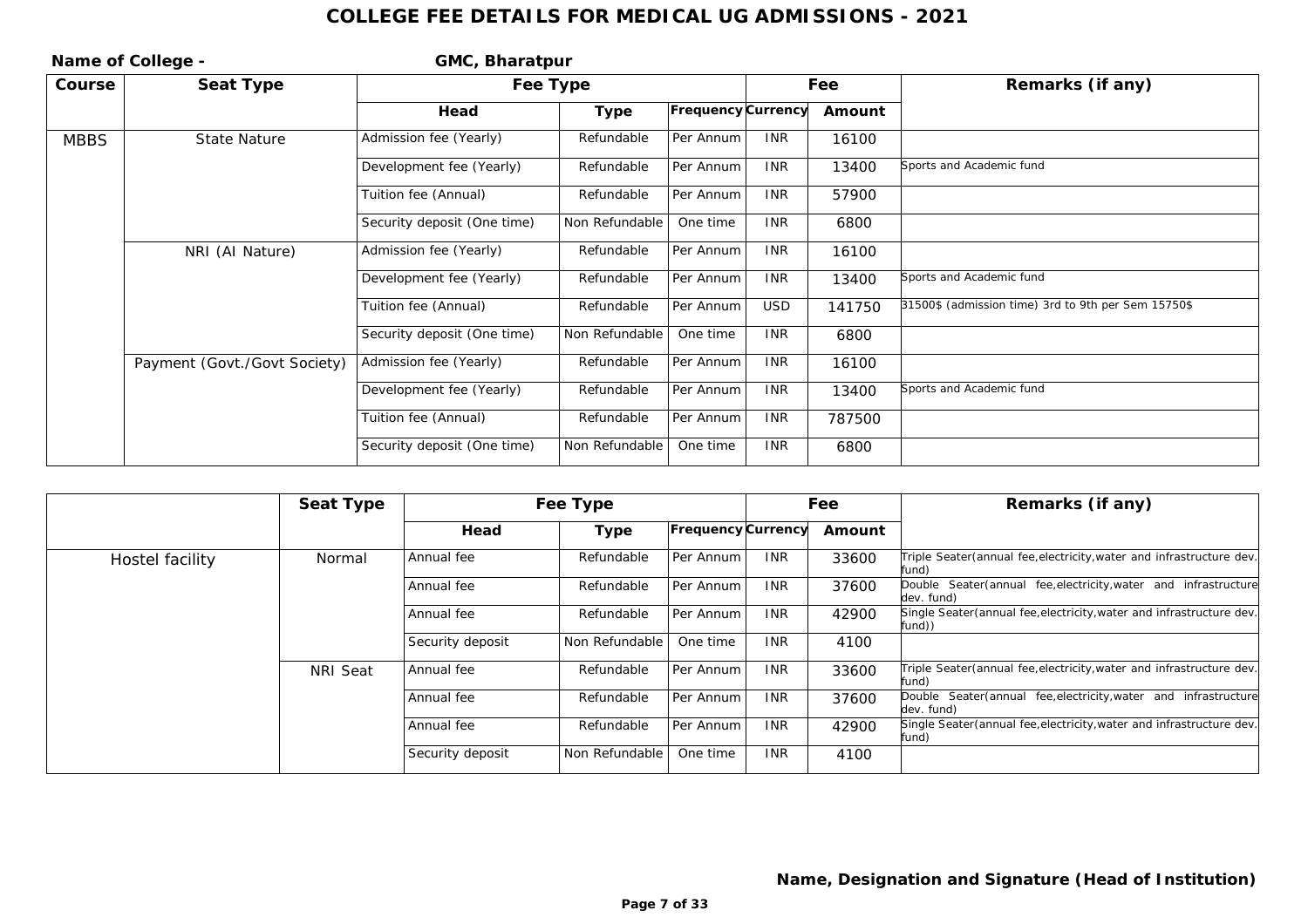# COLLEGE FEE DETAILS FOR MEDICAL UG ADMISSIONS - 2021

**Name of College -** **GMC, Bharatpur**

| Course | Seat Type | Fee Type | | | Fee | | Remarks (if any) |
|---|---|---|---|---|---|---|---|
| | | Head | Type | Frequency | Currency | Amount | |
| MBBS | State Nature | Admission fee (Yearly) | Refundable | Per Annum | INR | 16100 | |
| | | Development fee (Yearly) | Refundable | Per Annum | INR | 13400 | Sports and Academic fund |
| | | Tuition fee (Annual) | Refundable | Per Annum | INR | 57900 | |
| | | Security deposit (One time) | Non Refundable | One time | INR | 6800 | |
| | NRI (AI Nature) | Admission fee (Yearly) | Refundable | Per Annum | INR | 16100 | |
| | | Development fee (Yearly) | Refundable | Per Annum | INR | 13400 | Sports and Academic fund |
| | | Tuition fee (Annual) | Refundable | Per Annum | USD | 141750 | 31500$ (admission time) 3rd to 9th per Sem 15750$ |
| | | Security deposit (One time) | Non Refundable | One time | INR | 6800 | |
| | Payment (Govt./Govt Society) | Admission fee (Yearly) | Refundable | Per Annum | INR | 16100 | |
| | | Development fee (Yearly) | Refundable | Per Annum | INR | 13400 | Sports and Academic fund |
| | | Tuition fee (Annual) | Refundable | Per Annum | INR | 787500 | |
| | | Security deposit (One time) | Non Refundable | One time | INR | 6800 | |

| | Seat Type | Fee Type | | | Fee | | Remarks (if any) |
|---|---|---|---|---|---|---|---|
| | | Head | Type | Frequency | Currency | Amount | |
| Hostel facility | Normal | Annual fee | Refundable | Per Annum | INR | 33600 | Triple Seater(annual fee,electricity,water and infrastructure dev. fund) |
| | | Annual fee | Refundable | Per Annum | INR | 37600 | Double Seater(annual fee,electricity,water and infrastructure dev. fund) |
| | | Annual fee | Refundable | Per Annum | INR | 42900 | Single Seater(annual fee,electricity,water and infrastructure dev. fund)) |
| | | Security deposit | Non Refundable | One time | INR | 4100 | |
| | NRI Seat | Annual fee | Refundable | Per Annum | INR | 33600 | Triple Seater(annual fee,electricity,water and infrastructure dev. fund) |
| | | Annual fee | Refundable | Per Annum | INR | 37600 | Double Seater(annual fee,electricity,water and infrastructure dev. fund) |
| | | Annual fee | Refundable | Per Annum | INR | 42900 | Single Seater(annual fee,electricity,water and infrastructure dev. fund) |
| | | Security deposit | Non Refundable | One time | INR | 4100 | |

**Name, Designation and Signature (Head of Institution)**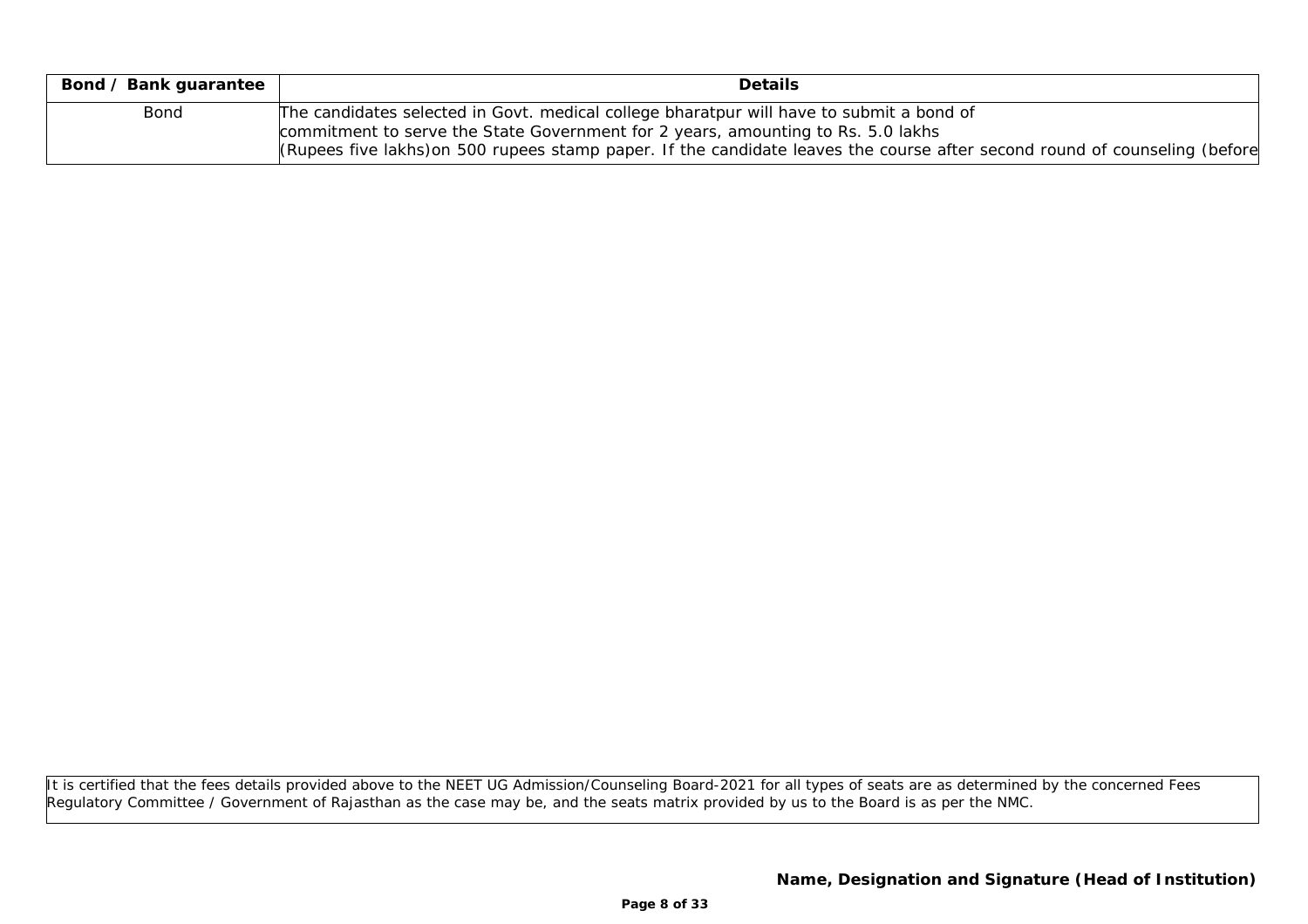| Bond / Bank guarantee | Details |
|---|---|
| Bond | The candidates selected in Govt. medical college bharatpur will have to submit a bond of commitment to serve the State Government for 2 years, amounting to Rs. 5.0 lakhs (Rupees five lakhs)on 500 rupees stamp paper. If the candidate leaves the course after second round of counseling (before |

It is certified that the fees details provided above to the NEET UG Admission/Counseling Board-2021 for all types of seats are as determined by the concerned Fees Regulatory Committee / Government of Rajasthan as the case may be, and the seats matrix provided by us to the Board is as per the NMC.

**Name, Designation and Signature (Head of Institution)**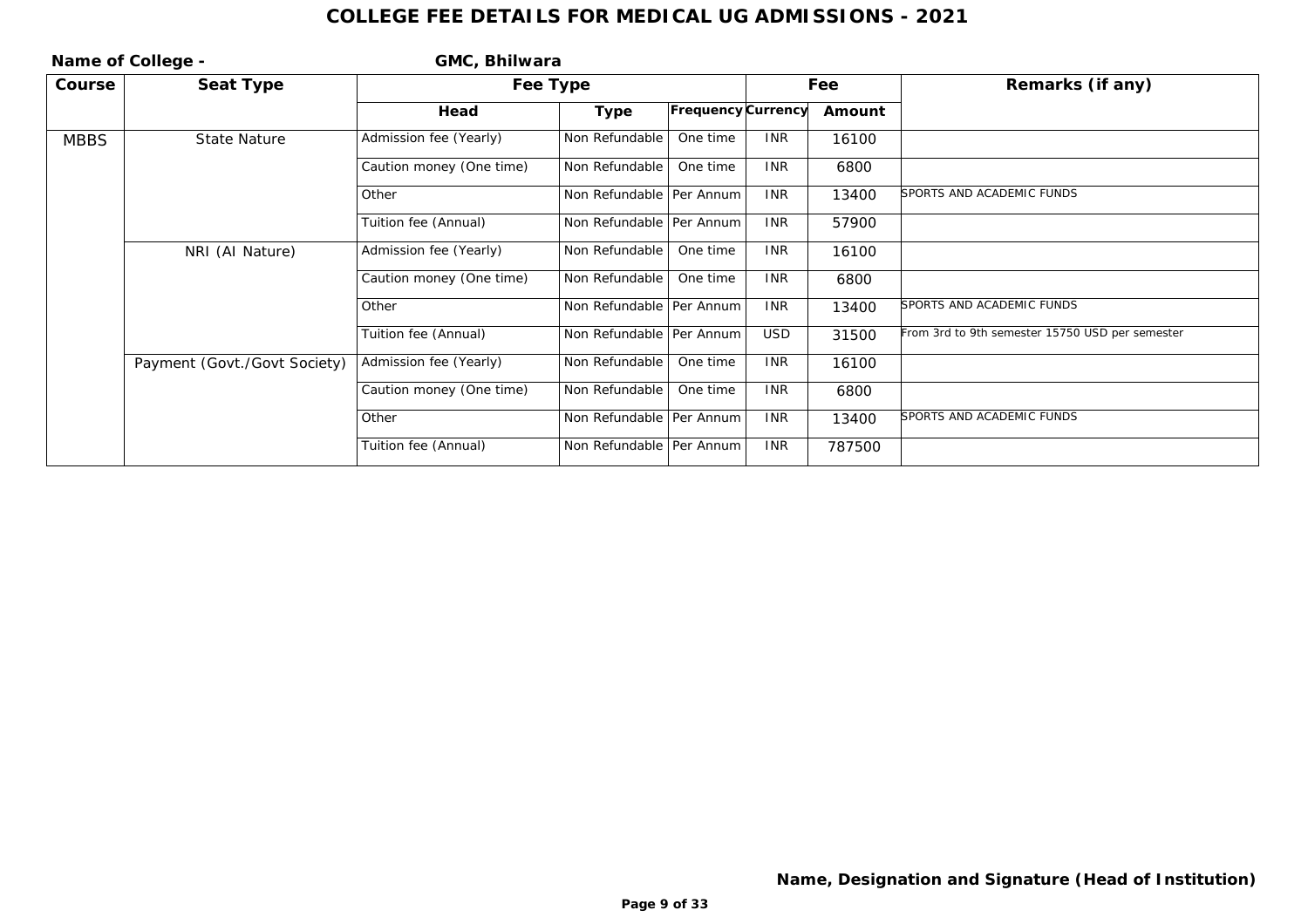# COLLEGE FEE DETAILS FOR MEDICAL UG ADMISSIONS - 2021

**Name of College -** **GMC, Bhilwara**

| Course | Seat Type | Fee Type | | | Fee | | Remarks (if any) |
|---|---|---|---|---|---|---|---|
| | | Head | Type | Frequency | Currency | Amount | |
| MBBS | State Nature | Admission fee (Yearly) | Non Refundable | One time | INR | 16100 | |
| | | Caution money (One time) | Non Refundable | One time | INR | 6800 | |
| | | Other | Non Refundable | Per Annum | INR | 13400 | SPORTS AND ACADEMIC FUNDS |
| | | Tuition fee (Annual) | Non Refundable | Per Annum | INR | 57900 | |
| | NRI (AI Nature) | Admission fee (Yearly) | Non Refundable | One time | INR | 16100 | |
| | | Caution money (One time) | Non Refundable | One time | INR | 6800 | |
| | | Other | Non Refundable | Per Annum | INR | 13400 | SPORTS AND ACADEMIC FUNDS |
| | | Tuition fee (Annual) | Non Refundable | Per Annum | USD | 31500 | From 3rd to 9th semester 15750 USD per semester |
| | Payment (Govt./Govt Society) | Admission fee (Yearly) | Non Refundable | One time | INR | 16100 | |
| | | Caution money (One time) | Non Refundable | One time | INR | 6800 | |
| | | Other | Non Refundable | Per Annum | INR | 13400 | SPORTS AND ACADEMIC FUNDS |
| | | Tuition fee (Annual) | Non Refundable | Per Annum | INR | 787500 | |

**Name, Designation and Signature (Head of Institution)**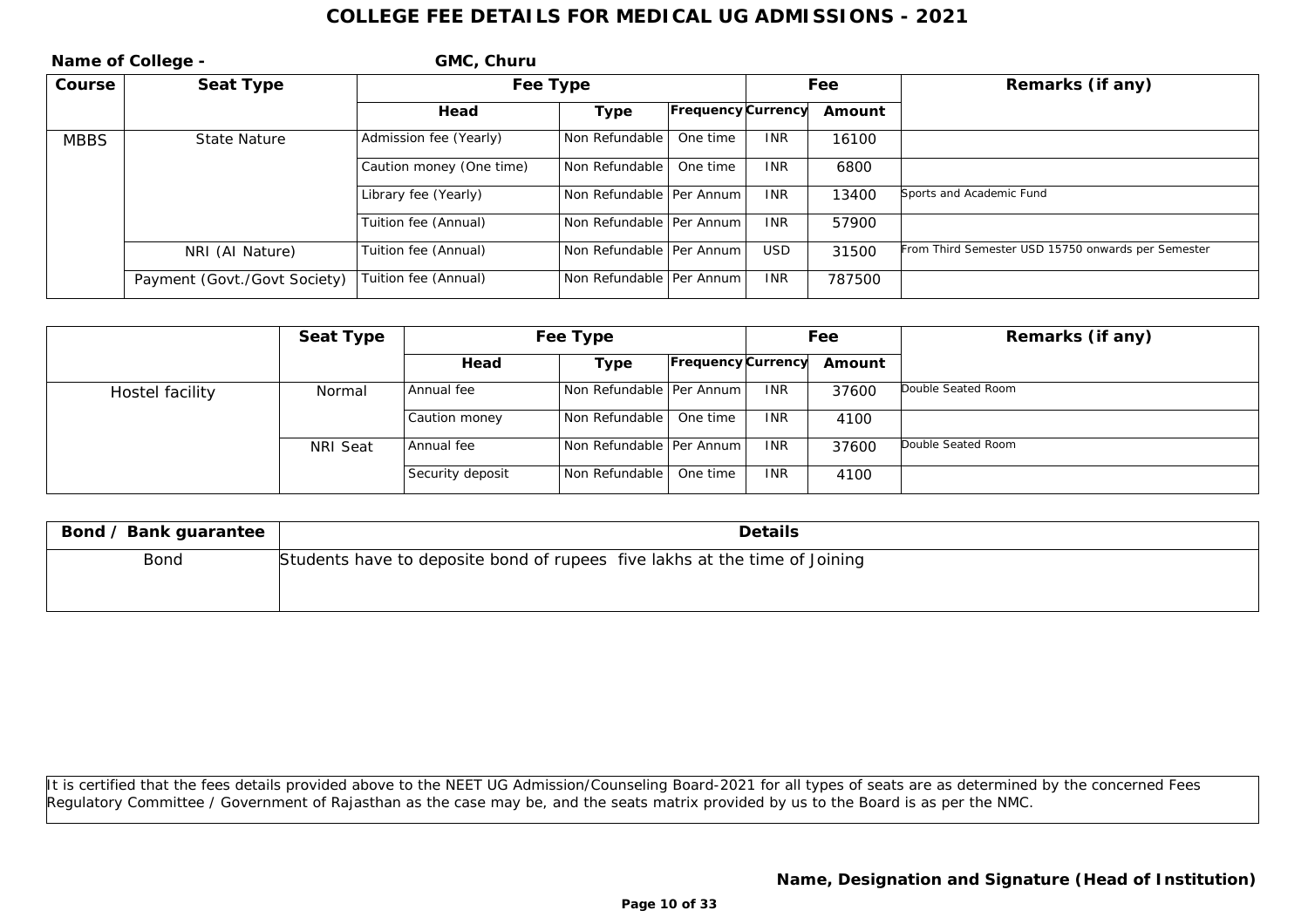# COLLEGE FEE DETAILS FOR MEDICAL UG ADMISSIONS - 2021

**Name of College -** **GMC, Churu**

| Course | Seat Type | Fee Type | | | Fee | | Remarks (if any) |
|---|---|---|---|---|---|---|---|
| | | Head | Type | Frequency | Currency | Amount | |
| MBBS | State Nature | Admission fee (Yearly) | Non Refundable | One time | INR | 16100 | |
| | | Caution money (One time) | Non Refundable | One time | INR | 6800 | |
| | | Library fee (Yearly) | Non Refundable | Per Annum | INR | 13400 | Sports and Academic Fund |
| | | Tuition fee (Annual) | Non Refundable | Per Annum | INR | 57900 | |
| | NRI (AI Nature) | Tuition fee (Annual) | Non Refundable | Per Annum | USD | 31500 | From Third Semester USD 15750 onwards per Semester |
| | Payment (Govt./Govt Society) | Tuition fee (Annual) | Non Refundable | Per Annum | INR | 787500 | |

| | Seat Type | Fee Type | | | Fee | | Remarks (if any) |
|---|---|---|---|---|---|---|---|
| | | Head | Type | Frequency | Currency | Amount | |
| Hostel facility | Normal | Annual fee | Non Refundable | Per Annum | INR | 37600 | Double Seated Room |
| | | Caution money | Non Refundable | One time | INR | 4100 | |
| | NRI Seat | Annual fee | Non Refundable | Per Annum | INR | 37600 | Double Seated Room |
| | | Security deposit | Non Refundable | One time | INR | 4100 | |

| Bond / Bank guarantee | Details |
|---|---|
| Bond | Students have to deposite bond of rupees five lakhs at the time of Joining |

It is certified that the fees details provided above to the NEET UG Admission/Counseling Board-2021 for all types of seats are as determined by the concerned Fees Regulatory Committee / Government of Rajasthan as the case may be, and the seats matrix provided by us to the Board is as per the NMC.

**Name, Designation and Signature (Head of Institution)**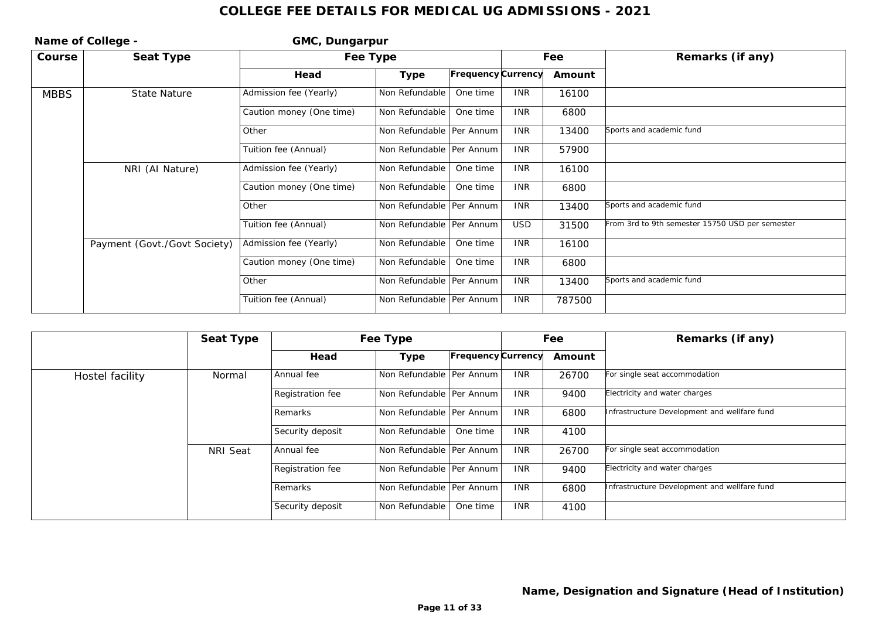# COLLEGE FEE DETAILS FOR MEDICAL UG ADMISSIONS - 2021

**Name of College -** **GMC, Dungarpur**

| Course | Seat Type | Fee Type | | | Fee | | Remarks (if any) |
|---|---|---|---|---|---|---|---|
| | | Head | Type | Frequency | Currency | Amount | |
| MBBS | State Nature | Admission fee (Yearly) | Non Refundable | One time | INR | 16100 | |
| | | Caution money (One time) | Non Refundable | One time | INR | 6800 | |
| | | Other | Non Refundable | Per Annum | INR | 13400 | Sports and academic fund |
| | | Tuition fee (Annual) | Non Refundable | Per Annum | INR | 57900 | |
| | NRI (AI Nature) | Admission fee (Yearly) | Non Refundable | One time | INR | 16100 | |
| | | Caution money (One time) | Non Refundable | One time | INR | 6800 | |
| | | Other | Non Refundable | Per Annum | INR | 13400 | Sports and academic fund |
| | | Tuition fee (Annual) | Non Refundable | Per Annum | USD | 31500 | From 3rd to 9th semester 15750 USD per semester |
| | Payment (Govt./Govt Society) | Admission fee (Yearly) | Non Refundable | One time | INR | 16100 | |
| | | Caution money (One time) | Non Refundable | One time | INR | 6800 | |
| | | Other | Non Refundable | Per Annum | INR | 13400 | Sports and academic fund |
| | | Tuition fee (Annual) | Non Refundable | Per Annum | INR | 787500 | |

| | Seat Type | Fee Type | | | Fee | | Remarks (if any) |
|---|---|---|---|---|---|---|---|
| | | Head | Type | Frequency | Currency | Amount | |
| Hostel facility | Normal | Annual fee | Non Refundable | Per Annum | INR | 26700 | For single seat accommodation |
| | | Registration fee | Non Refundable | Per Annum | INR | 9400 | Electricity and water charges |
| | | Remarks | Non Refundable | Per Annum | INR | 6800 | Infrastructure Development and wellfare fund |
| | | Security deposit | Non Refundable | One time | INR | 4100 | |
| | NRI Seat | Annual fee | Non Refundable | Per Annum | INR | 26700 | For single seat accommodation |
| | | Registration fee | Non Refundable | Per Annum | INR | 9400 | Electricity and water charges |
| | | Remarks | Non Refundable | Per Annum | INR | 6800 | Infrastructure Development and wellfare fund |
| | | Security deposit | Non Refundable | One time | INR | 4100 | |

**Name, Designation and Signature (Head of Institution)**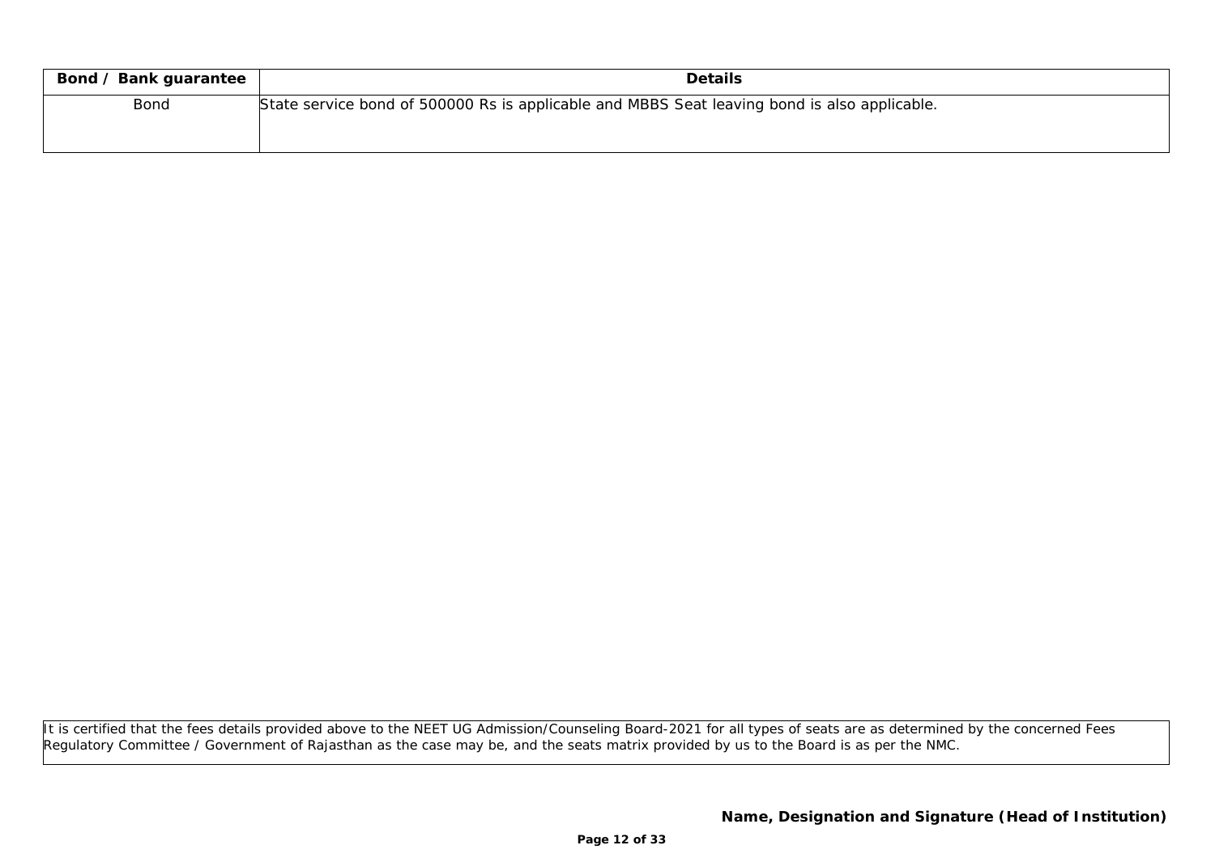| Bond / Bank guarantee | Details |
|---|---|
| Bond | State service bond of 500000 Rs is applicable and MBBS Seat leaving bond is also applicable. |

It is certified that the fees details provided above to the NEET UG Admission/Counseling Board-2021 for all types of seats are as determined by the concerned Fees Regulatory Committee / Government of Rajasthan as the case may be, and the seats matrix provided by us to the Board is as per the NMC.

**Name, Designation and Signature (Head of Institution)**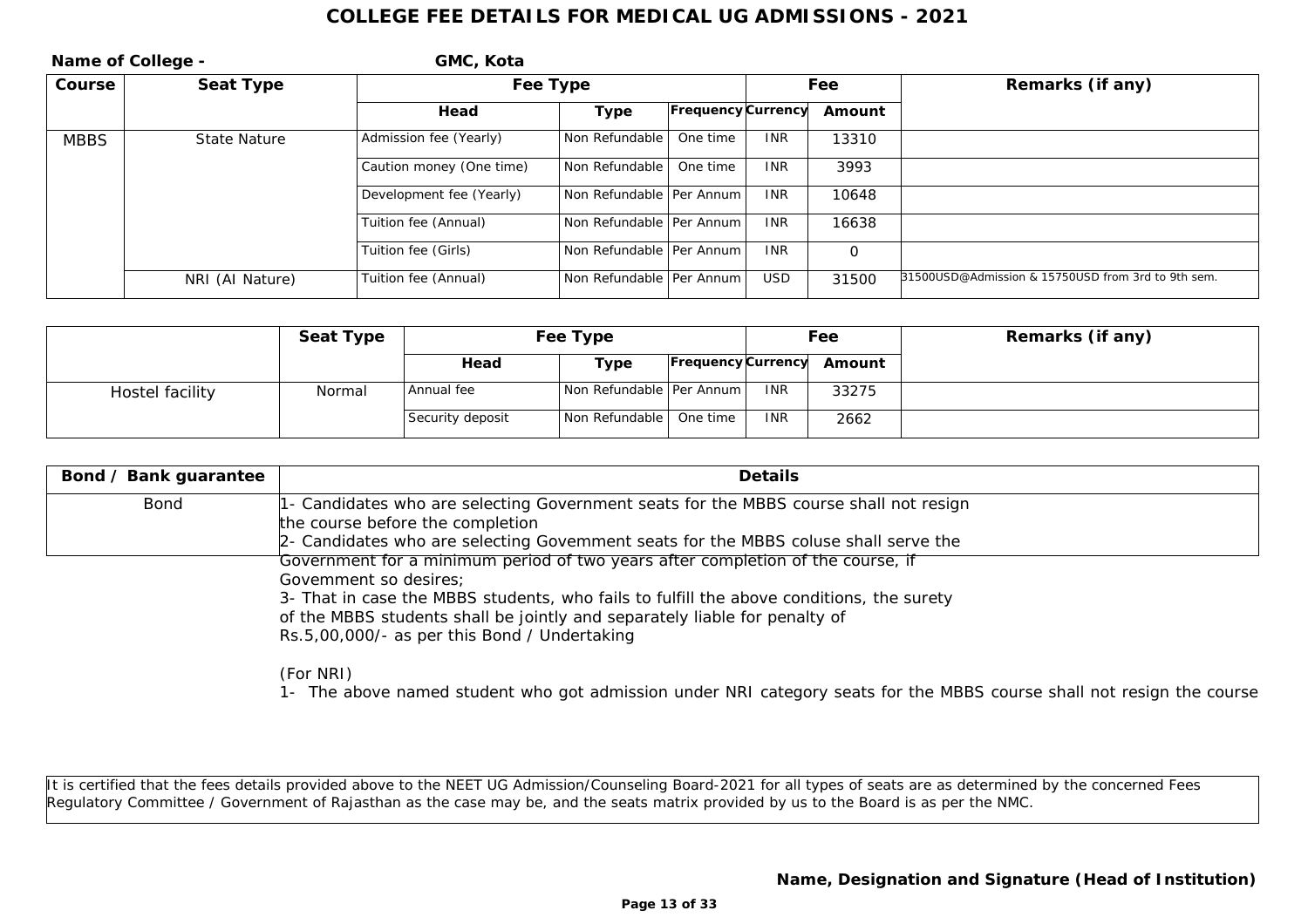# COLLEGE FEE DETAILS FOR MEDICAL UG ADMISSIONS - 2021

**Name of College -** **GMC, Kota**

| Course | Seat Type | Fee Type | | | Fee | | Remarks (if any) |
|---|---|---|---|---|---|---|---|
| | | **Head** | **Type** | **Frequency** | **Currency** | **Amount** | |
| MBBS | State Nature | Admission fee (Yearly) | Non Refundable | One time | INR | 13310 | |
| | | Caution money (One time) | Non Refundable | One time | INR | 3993 | |
| | | Development fee (Yearly) | Non Refundable | Per Annum | INR | 10648 | |
| | | Tuition fee (Annual) | Non Refundable | Per Annum | INR | 16638 | |
| | | Tuition fee (Girls) | Non Refundable | Per Annum | INR | 0 | |
| | NRI (AI Nature) | Tuition fee (Annual) | Non Refundable | Per Annum | USD | 31500 | 31500USD@Admission & 15750USD from 3rd to 9th sem. |

| | Seat Type | Fee Type | | | Fee | | Remarks (if any) |
|---|---|---|---|---|---|---|---|
| | | **Head** | **Type** | **Frequency** | **Currency** | **Amount** | |
| Hostel facility | Normal | Annual fee | Non Refundable | Per Annum | INR | 33275 | |
| | | Security deposit | Non Refundable | One time | INR | 2662 | |

| Bond / Bank guarantee | Details |
|---|---|
| Bond | 1- Candidates who are selecting Government seats for the MBBS course shall not resign the course before the completion<br>2- Candidates who are selecting Govemment seats for the MBBS coluse shall serve the Government for a minimum period of two years after completion of the course, if Govemment so desires;<br>3- That in case the MBBS students, who fails to fulfill the above conditions, the surety of the MBBS students shall be jointly and separately liable for penalty of Rs.5,00,000/- as per this Bond / Undertaking<br><br>(For NRI)<br>1- The above named student who got admission under NRI category seats for the MBBS course shall not resign the course |

It is certified that the fees details provided above to the NEET UG Admission/Counseling Board-2021 for all types of seats are as determined by the concerned Fees Regulatory Committee / Government of Rajasthan as the case may be, and the seats matrix provided by us to the Board is as per the NMC.

**Name, Designation and Signature (Head of Institution)**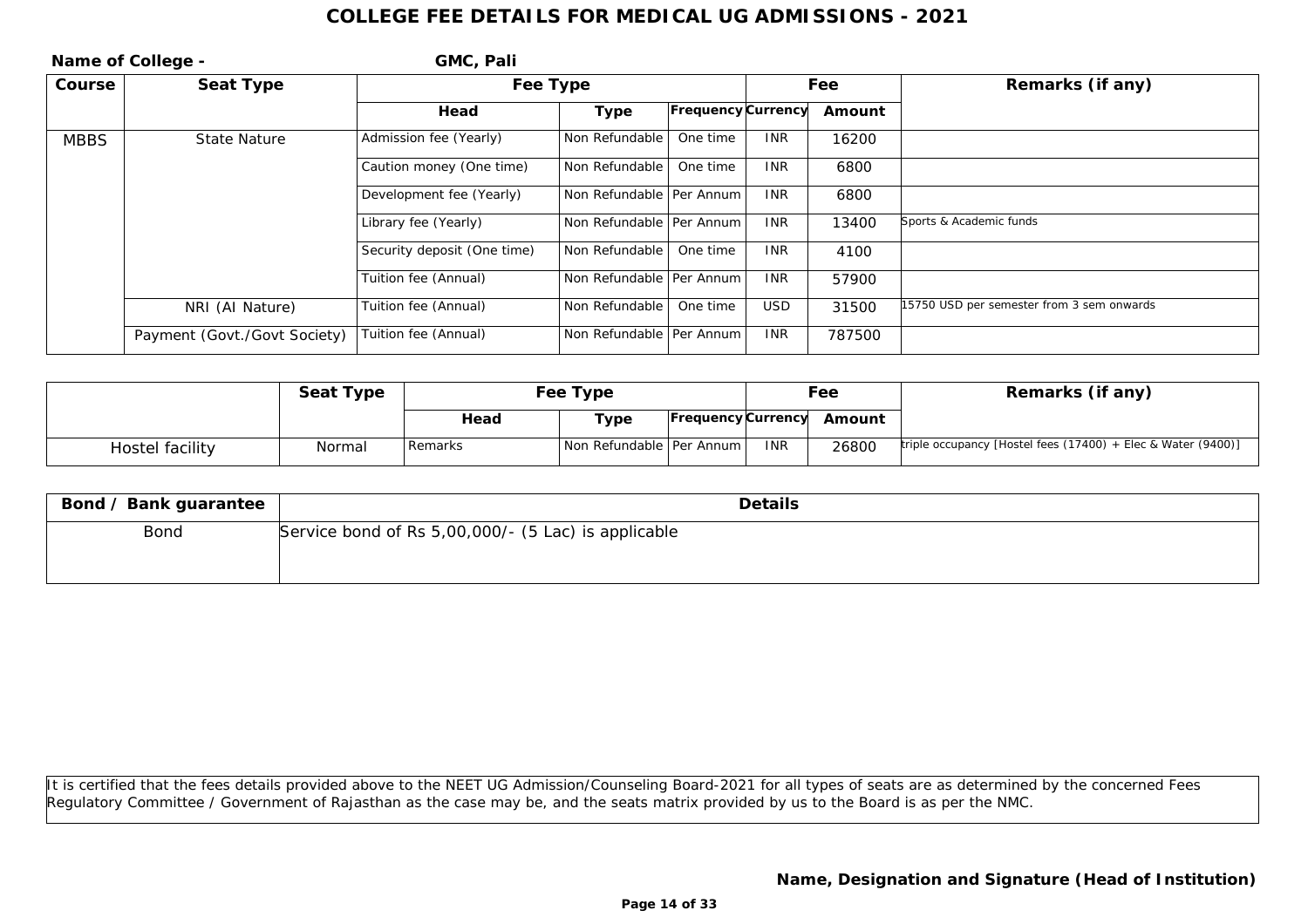# COLLEGE FEE DETAILS FOR MEDICAL UG ADMISSIONS - 2021

**Name of College -** **GMC, Pali**

| Course | Seat Type | Fee Type | | | Fee | | Remarks (if any) |
|---|---|---|---|---|---|---|---|
| | | Head | Type | Frequency | Currency | Amount | |
| MBBS | State Nature | Admission fee (Yearly) | Non Refundable | One time | INR | 16200 | |
| | | Caution money (One time) | Non Refundable | One time | INR | 6800 | |
| | | Development fee (Yearly) | Non Refundable | Per Annum | INR | 6800 | |
| | | Library fee (Yearly) | Non Refundable | Per Annum | INR | 13400 | Sports & Academic funds |
| | | Security deposit (One time) | Non Refundable | One time | INR | 4100 | |
| | | Tuition fee (Annual) | Non Refundable | Per Annum | INR | 57900 | |
| | NRI (AI Nature) | Tuition fee (Annual) | Non Refundable | One time | USD | 31500 | 15750 USD per semester from 3 sem onwards |
| | Payment (Govt./Govt Society) | Tuition fee (Annual) | Non Refundable | Per Annum | INR | 787500 | |

| | Seat Type | Fee Type | | | Fee | | Remarks (if any) |
|---|---|---|---|---|---|---|---|
| | | Head | Type | Frequency | Currency | Amount | |
| Hostel facility | Normal | Remarks | Non Refundable | Per Annum | INR | 26800 | triple occupancy [Hostel fees (17400) + Elec & Water (9400)] |

| Bond / Bank guarantee | Details |
|---|---|
| Bond | Service bond of Rs 5,00,000/- (5 Lac) is applicable |

It is certified that the fees details provided above to the NEET UG Admission/Counseling Board-2021 for all types of seats are as determined by the concerned Fees Regulatory Committee / Government of Rajasthan as the case may be, and the seats matrix provided by us to the Board is as per the NMC.

**Name, Designation and Signature (Head of Institution)**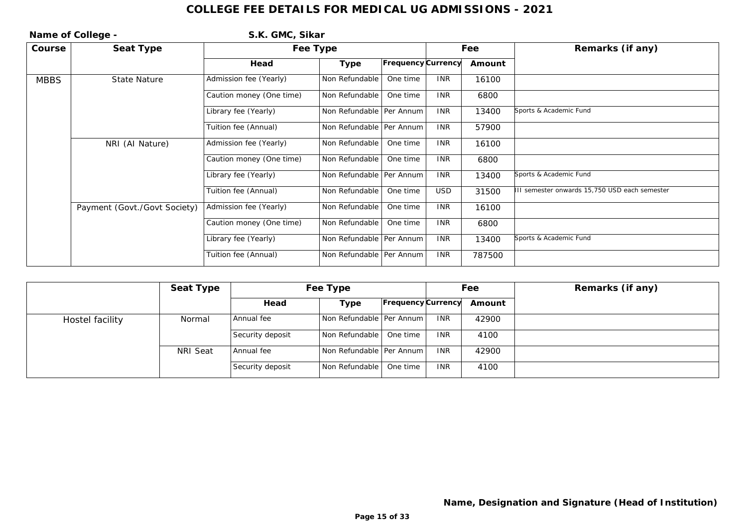# COLLEGE FEE DETAILS FOR MEDICAL UG ADMISSIONS - 2021

**Name of College -** **S.K. GMC, Sikar**

| Course | Seat Type | Fee Type | | | Fee | | Remarks (if any) |
|---|---|---|---|---|---|---|---|
| | | Head | Type | Frequency | Currency | Amount | |
| MBBS | State Nature | Admission fee (Yearly) | Non Refundable | One time | INR | 16100 | |
| | | Caution money (One time) | Non Refundable | One time | INR | 6800 | |
| | | Library fee (Yearly) | Non Refundable | Per Annum | INR | 13400 | Sports & Academic Fund |
| | | Tuition fee (Annual) | Non Refundable | Per Annum | INR | 57900 | |
| | NRI (AI Nature) | Admission fee (Yearly) | Non Refundable | One time | INR | 16100 | |
| | | Caution money (One time) | Non Refundable | One time | INR | 6800 | |
| | | Library fee (Yearly) | Non Refundable | Per Annum | INR | 13400 | Sports & Academic Fund |
| | | Tuition fee (Annual) | Non Refundable | One time | USD | 31500 | III semester onwards 15,750 USD each semester |
| | Payment (Govt./Govt Society) | Admission fee (Yearly) | Non Refundable | One time | INR | 16100 | |
| | | Caution money (One time) | Non Refundable | One time | INR | 6800 | |
| | | Library fee (Yearly) | Non Refundable | Per Annum | INR | 13400 | Sports & Academic Fund |
| | | Tuition fee (Annual) | Non Refundable | Per Annum | INR | 787500 | |

| | Seat Type | Fee Type | | | Fee | | Remarks (if any) |
|---|---|---|---|---|---|---|---|
| | | Head | Type | Frequency | Currency | Amount | |
| Hostel facility | Normal | Annual fee | Non Refundable | Per Annum | INR | 42900 | |
| | | Security deposit | Non Refundable | One time | INR | 4100 | |
| | NRI Seat | Annual fee | Non Refundable | Per Annum | INR | 42900 | |
| | | Security deposit | Non Refundable | One time | INR | 4100 | |

**Name, Designation and Signature (Head of Institution)**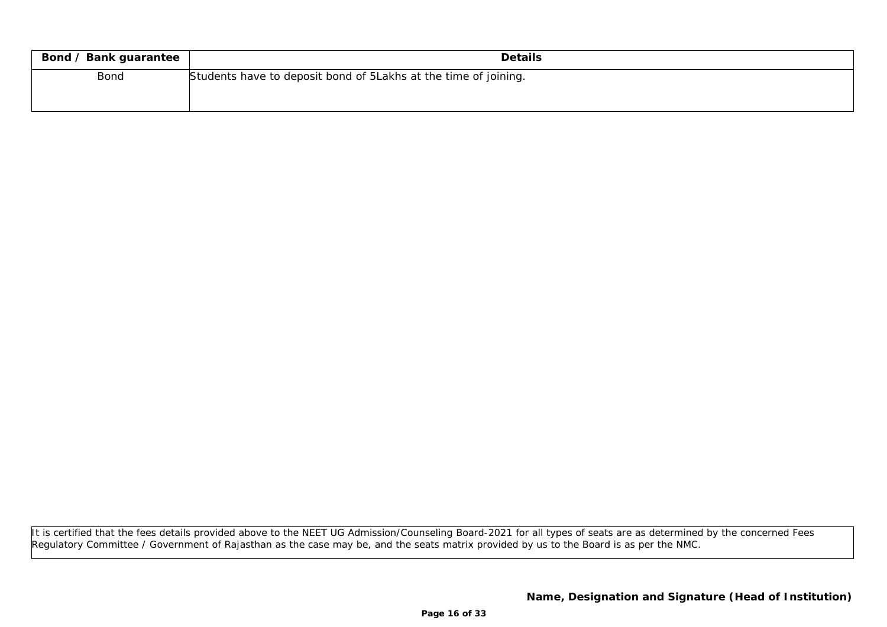| Bond / Bank guarantee | Details |
|---|---|
| Bond | Students have to deposit bond of 5Lakhs at the time of joining. |

It is certified that the fees details provided above to the NEET UG Admission/Counseling Board-2021 for all types of seats are as determined by the concerned Fees Regulatory Committee / Government of Rajasthan as the case may be, and the seats matrix provided by us to the Board is as per the NMC.

**Name, Designation and Signature (Head of Institution)**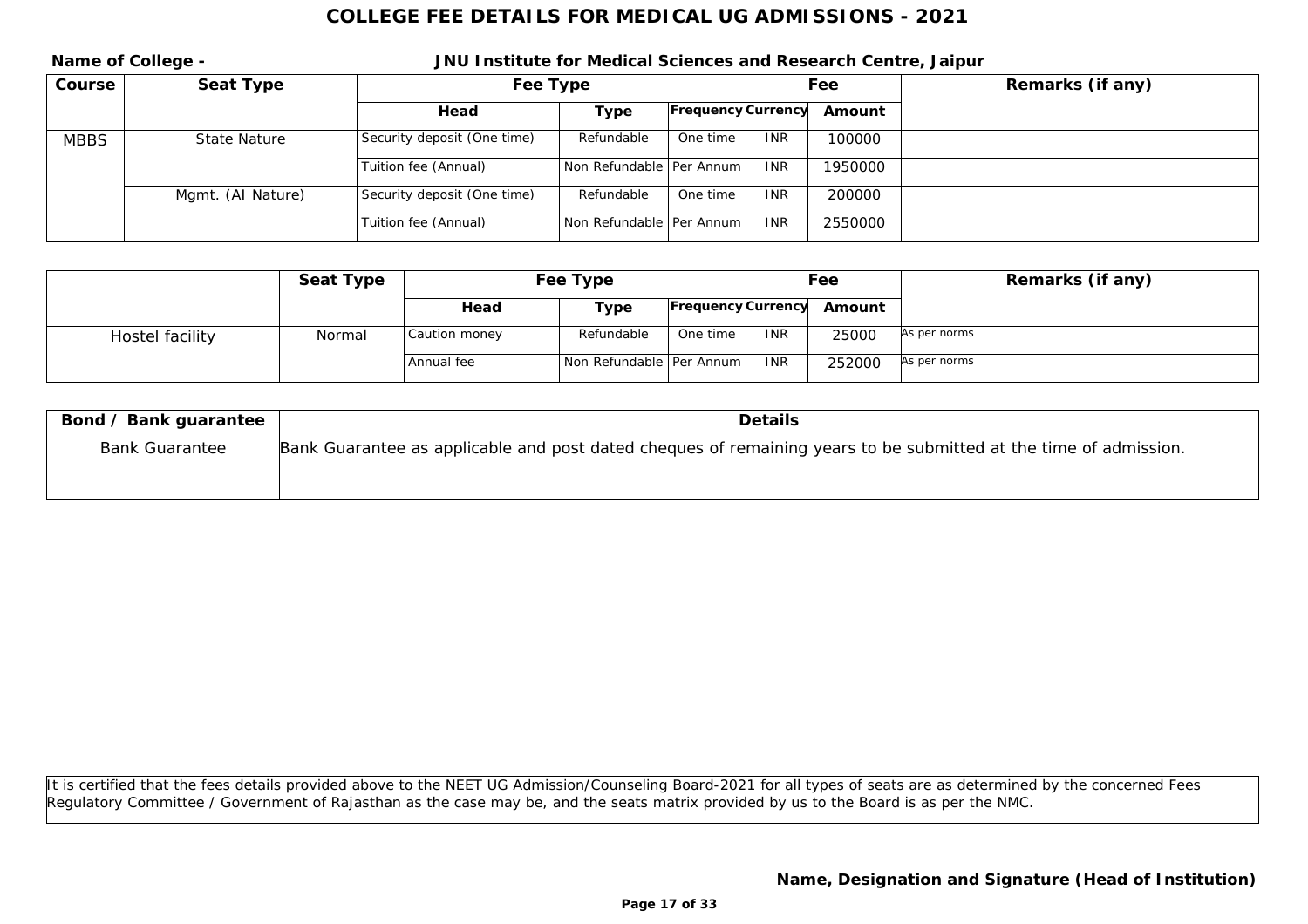# COLLEGE FEE DETAILS FOR MEDICAL UG ADMISSIONS - 2021

**Name of College -** **JNU Institute for Medical Sciences and Research Centre, Jaipur**

| Course | Seat Type | Fee Type | | | Fee | | Remarks (if any) |
|---|---|---|---|---|---|---|---|
| | | Head | Type | Frequency | Currency | Amount | |
| MBBS | State Nature | Security deposit (One time) | Refundable | One time | INR | 100000 | |
| | | Tuition fee (Annual) | Non Refundable | Per Annum | INR | 1950000 | |
| | Mgmt. (AI Nature) | Security deposit (One time) | Refundable | One time | INR | 200000 | |
| | | Tuition fee (Annual) | Non Refundable | Per Annum | INR | 2550000 | |

| | Seat Type | Fee Type | | | Fee | | Remarks (if any) |
|---|---|---|---|---|---|---|---|
| | | Head | Type | Frequency | Currency | Amount | |
| Hostel facility | Normal | Caution money | Refundable | One time | INR | 25000 | As per norms |
| | | Annual fee | Non Refundable | Per Annum | INR | 252000 | As per norms |

| Bond / Bank guarantee | Details |
|---|---|
| Bank Guarantee | Bank Guarantee as applicable and post dated cheques of remaining years to be submitted at the time of admission. |

It is certified that the fees details provided above to the NEET UG Admission/Counseling Board-2021 for all types of seats are as determined by the concerned Fees Regulatory Committee / Government of Rajasthan as the case may be, and the seats matrix provided by us to the Board is as per the NMC.

**Name, Designation and Signature (Head of Institution)**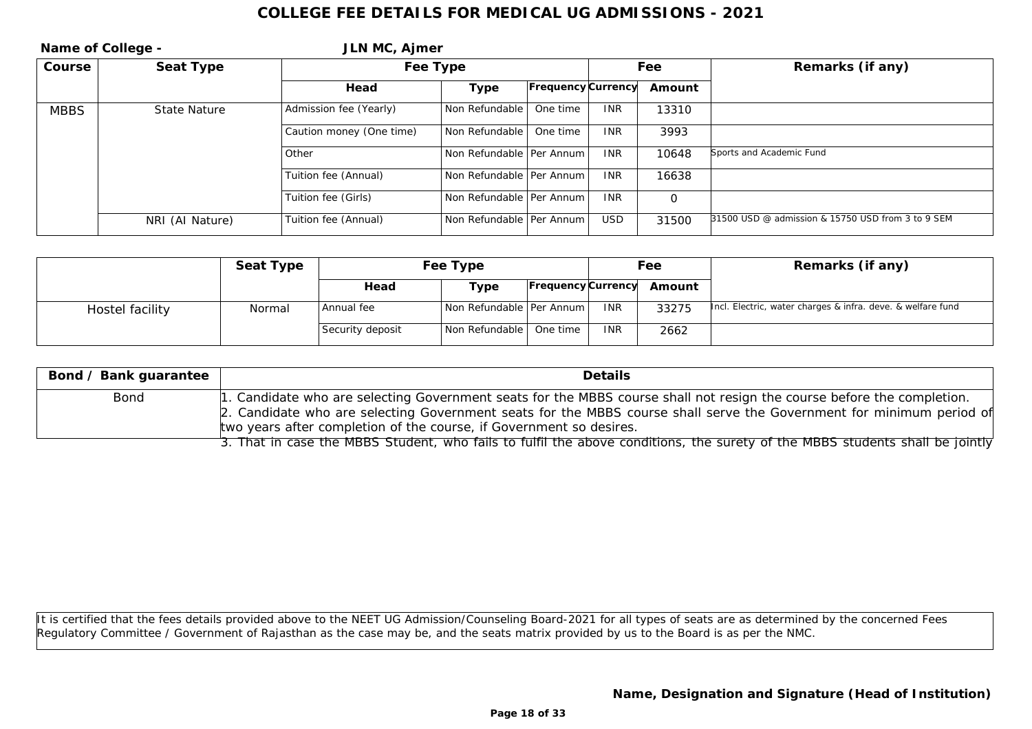# COLLEGE FEE DETAILS FOR MEDICAL UG ADMISSIONS - 2021

**Name of College -** **JLN MC, Ajmer**

| Course | Seat Type | Fee Type | | | Fee | | Remarks (if any) |
|---|---|---|---|---|---|---|---|
| | | Head | Type | Frequency | Currency | Amount | |
| MBBS | State Nature | Admission fee (Yearly) | Non Refundable | One time | INR | 13310 | |
| | | Caution money (One time) | Non Refundable | One time | INR | 3993 | |
| | | Other | Non Refundable | Per Annum | INR | 10648 | Sports and Academic Fund |
| | | Tuition fee (Annual) | Non Refundable | Per Annum | INR | 16638 | |
| | | Tuition fee (Girls) | Non Refundable | Per Annum | INR | 0 | |
| | NRI (AI Nature) | Tuition fee (Annual) | Non Refundable | Per Annum | USD | 31500 | 31500 USD @ admission & 15750 USD from 3 to 9 SEM |

| | Seat Type | Fee Type | | | Fee | | Remarks (if any) |
|---|---|---|---|---|---|---|---|
| | | Head | Type | Frequency | Currency | Amount | |
| Hostel facility | Normal | Annual fee | Non Refundable | Per Annum | INR | 33275 | Incl. Electric, water charges & infra. deve. & welfare fund |
| | | Security deposit | Non Refundable | One time | INR | 2662 | |

| Bond / Bank guarantee | Details |
|---|---|
| Bond | 1. Candidate who are selecting Government seats for the MBBS course shall not resign the course before the completion. 2. Candidate who are selecting Government seats for the MBBS course shall serve the Government for minimum period of two years after completion of the course, if Government so desires. 3. That in case the MBBS Student, who fails to fulfil the above conditions, the surety of the MBBS students shall be jointly |

It is certified that the fees details provided above to the NEET UG Admission/Counseling Board-2021 for all types of seats are as determined by the concerned Fees Regulatory Committee / Government of Rajasthan as the case may be, and the seats matrix provided by us to the Board is as per the NMC.

**Name, Designation and Signature (Head of Institution)**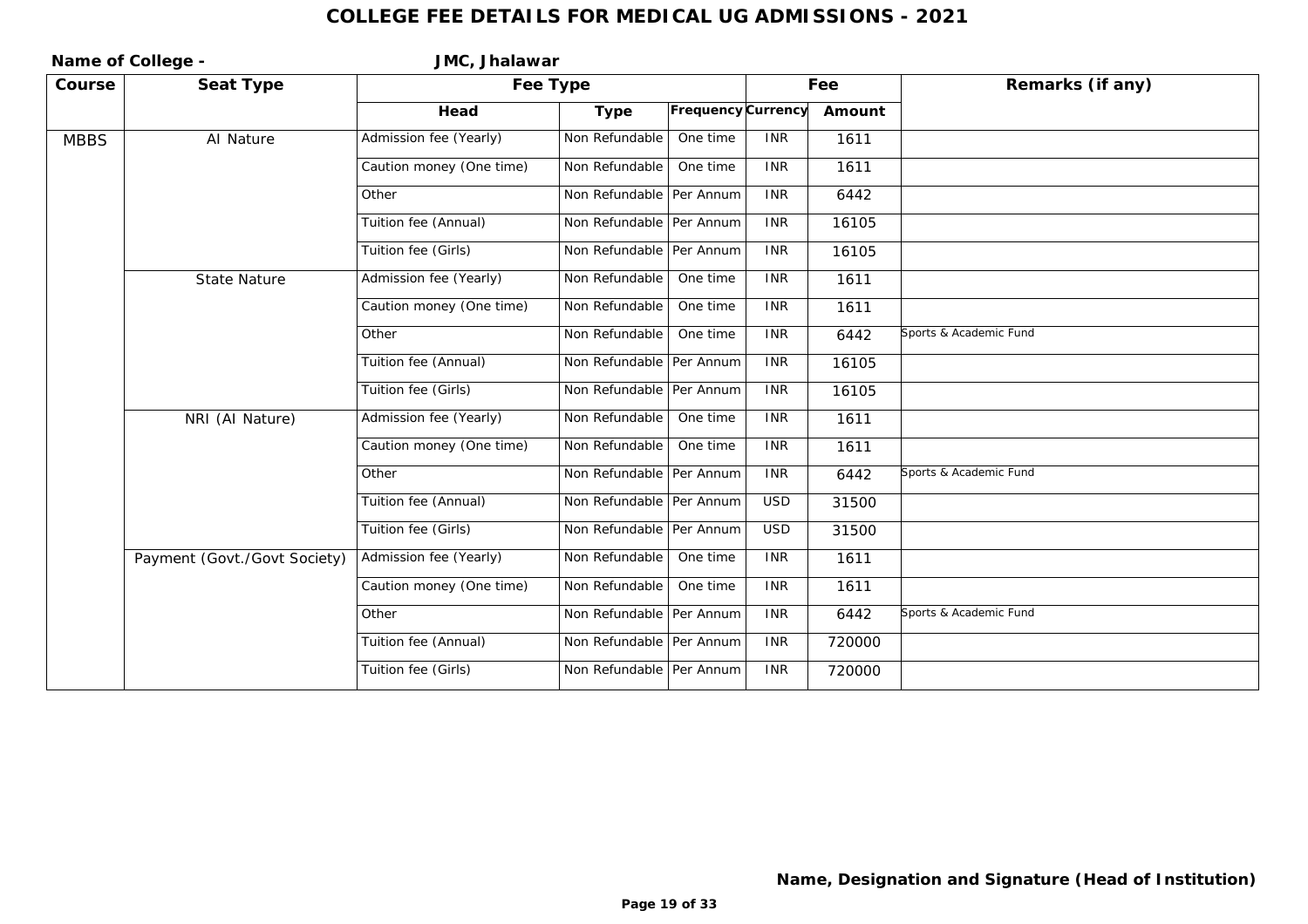# COLLEGE FEE DETAILS FOR MEDICAL UG ADMISSIONS - 2021

**Name of College -** **JMC, Jhalawar**

| Course | Seat Type | Fee Type | | | Fee | | Remarks (if any) |
|---|---|---|---|---|---|---|---|
| | | Head | Type | Frequency | Currency | Amount | |
| MBBS | AI Nature | Admission fee (Yearly) | Non Refundable | One time | INR | 1611 | |
| | | Caution money (One time) | Non Refundable | One time | INR | 1611 | |
| | | Other | Non Refundable | Per Annum | INR | 6442 | |
| | | Tuition fee (Annual) | Non Refundable | Per Annum | INR | 16105 | |
| | | Tuition fee (Girls) | Non Refundable | Per Annum | INR | 16105 | |
| | State Nature | Admission fee (Yearly) | Non Refundable | One time | INR | 1611 | |
| | | Caution money (One time) | Non Refundable | One time | INR | 1611 | |
| | | Other | Non Refundable | One time | INR | 6442 | Sports & Academic Fund |
| | | Tuition fee (Annual) | Non Refundable | Per Annum | INR | 16105 | |
| | | Tuition fee (Girls) | Non Refundable | Per Annum | INR | 16105 | |
| | NRI (AI Nature) | Admission fee (Yearly) | Non Refundable | One time | INR | 1611 | |
| | | Caution money (One time) | Non Refundable | One time | INR | 1611 | |
| | | Other | Non Refundable | Per Annum | INR | 6442 | Sports & Academic Fund |
| | | Tuition fee (Annual) | Non Refundable | Per Annum | USD | 31500 | |
| | | Tuition fee (Girls) | Non Refundable | Per Annum | USD | 31500 | |
| | Payment (Govt./Govt Society) | Admission fee (Yearly) | Non Refundable | One time | INR | 1611 | |
| | | Caution money (One time) | Non Refundable | One time | INR | 1611 | |
| | | Other | Non Refundable | Per Annum | INR | 6442 | Sports & Academic Fund |
| | | Tuition fee (Annual) | Non Refundable | Per Annum | INR | 720000 | |
| | | Tuition fee (Girls) | Non Refundable | Per Annum | INR | 720000 | |

**Name, Designation and Signature (Head of Institution)**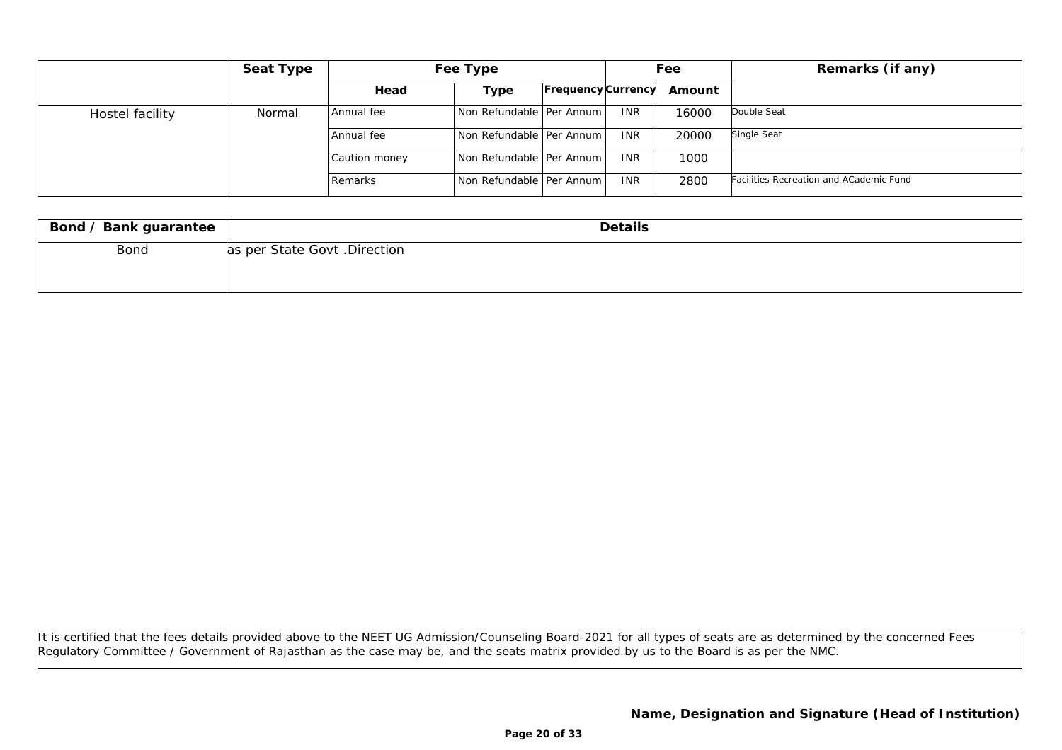| | Seat Type | Fee Type | | | Fee | | Remarks (if any) |
|---|---|---|---|---|---|---|---|
| | | Head | Type | Frequency | Currency | Amount | |
| Hostel facility | Normal | Annual fee | Non Refundable | Per Annum | INR | 16000 | Double Seat |
| | | Annual fee | Non Refundable | Per Annum | INR | 20000 | Single Seat |
| | | Caution money | Non Refundable | Per Annum | INR | 1000 | |
| | | Remarks | Non Refundable | Per Annum | INR | 2800 | Facilities Recreation and ACademic Fund |

| Bond / Bank guarantee | Details |
|---|---|
| Bond | as per State Govt .Direction |

It is certified that the fees details provided above to the NEET UG Admission/Counseling Board-2021 for all types of seats are as determined by the concerned Fees Regulatory Committee / Government of Rajasthan as the case may be, and the seats matrix provided by us to the Board is as per the NMC.

**Name, Designation and Signature (Head of Institution)**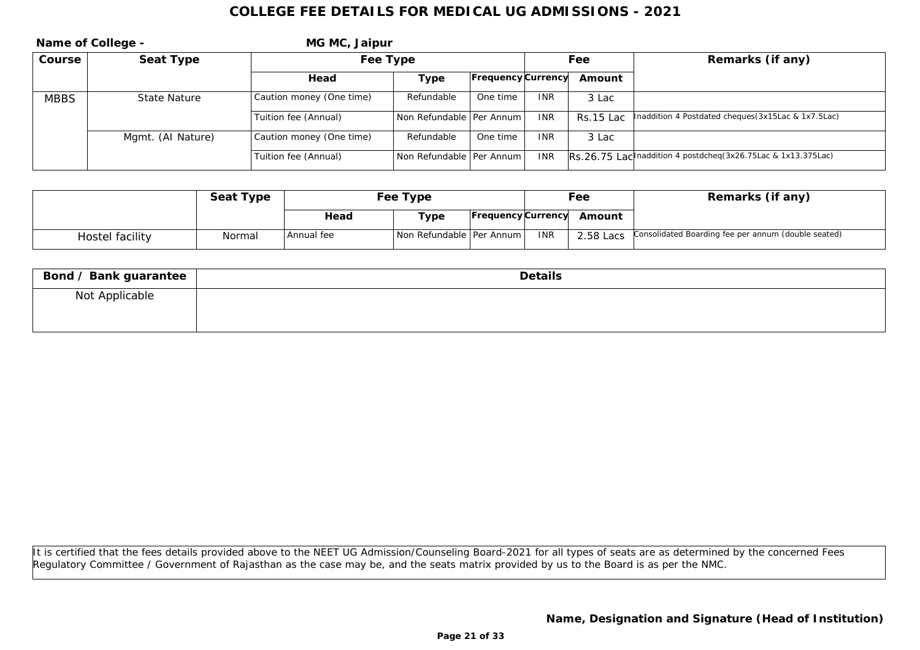# COLLEGE FEE DETAILS FOR MEDICAL UG ADMISSIONS - 2021

**Name of College -** **MG MC, Jaipur**

| Course | Seat Type | Fee Type | | | Fee | | Remarks (if any) |
|---|---|---|---|---|---|---|---|
| | | Head | Type | Frequency | Currency | Amount | |
| MBBS | State Nature | Caution money (One time) | Refundable | One time | INR | 3 Lac | |
| | | Tuition fee (Annual) | Non Refundable | Per Annum | INR | Rs.15 Lac | Inaddition 4 Postdated cheques(3x15Lac & 1x7.5Lac) |
| | Mgmt. (AI Nature) | Caution money (One time) | Refundable | One time | INR | 3 Lac | |
| | | Tuition fee (Annual) | Non Refundable | Per Annum | INR | Rs.26.75 Lac | Inaddition 4 postdcheq(3x26.75Lac & 1x13.375Lac) |

| | Seat Type | Fee Type | | | Fee | | Remarks (if any) |
|---|---|---|---|---|---|---|---|
| | | Head | Type | Frequency | Currency | Amount | |
| Hostel facility | Normal | Annual fee | Non Refundable | Per Annum | INR | 2.58 Lacs | Consolidated Boarding fee per annum (double seated) |

| Bond / Bank guarantee | Details |
|---|---|
| Not Applicable | |

It is certified that the fees details provided above to the NEET UG Admission/Counseling Board-2021 for all types of seats are as determined by the concerned Fees Regulatory Committee / Government of Rajasthan as the case may be, and the seats matrix provided by us to the Board is as per the NMC.

**Name, Designation and Signature (Head of Institution)**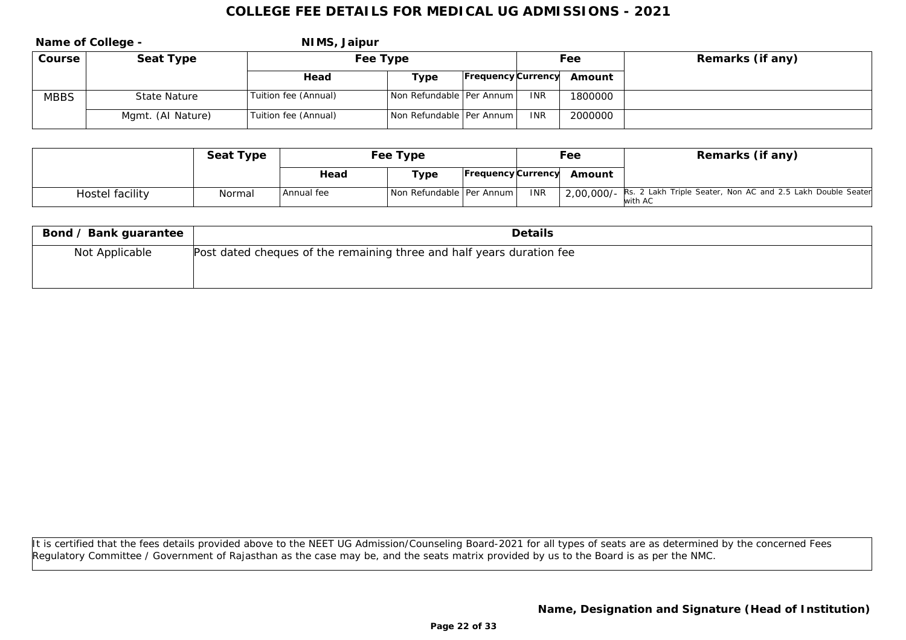# COLLEGE FEE DETAILS FOR MEDICAL UG ADMISSIONS - 2021

**Name of College -** **NIMS, Jaipur**

| Course | Seat Type | Fee Type | | | Fee | | Remarks (if any) |
|---|---|---|---|---|---|---|---|
| | | Head | Type | Frequency | Currency | Amount | |
| MBBS | State Nature | Tuition fee (Annual) | Non Refundable | Per Annum | INR | 1800000 | |
| | Mgmt. (AI Nature) | Tuition fee (Annual) | Non Refundable | Per Annum | INR | 2000000 | |

| | Seat Type | Fee Type | | | Fee | | Remarks (if any) |
|---|---|---|---|---|---|---|---|
| | | Head | Type | Frequency | Currency | Amount | |
| Hostel facility | Normal | Annual fee | Non Refundable | Per Annum | INR | 2,00,000/- | Rs. 2 Lakh Triple Seater, Non AC and 2.5 Lakh Double Seater with AC |

| Bond / Bank guarantee | Details |
|---|---|
| Not Applicable | Post dated cheques of the remaining three and half years duration fee |

It is certified that the fees details provided above to the NEET UG Admission/Counseling Board-2021 for all types of seats are as determined by the concerned Fees Regulatory Committee / Government of Rajasthan as the case may be, and the seats matrix provided by us to the Board is as per the NMC.

**Name, Designation and Signature (Head of Institution)**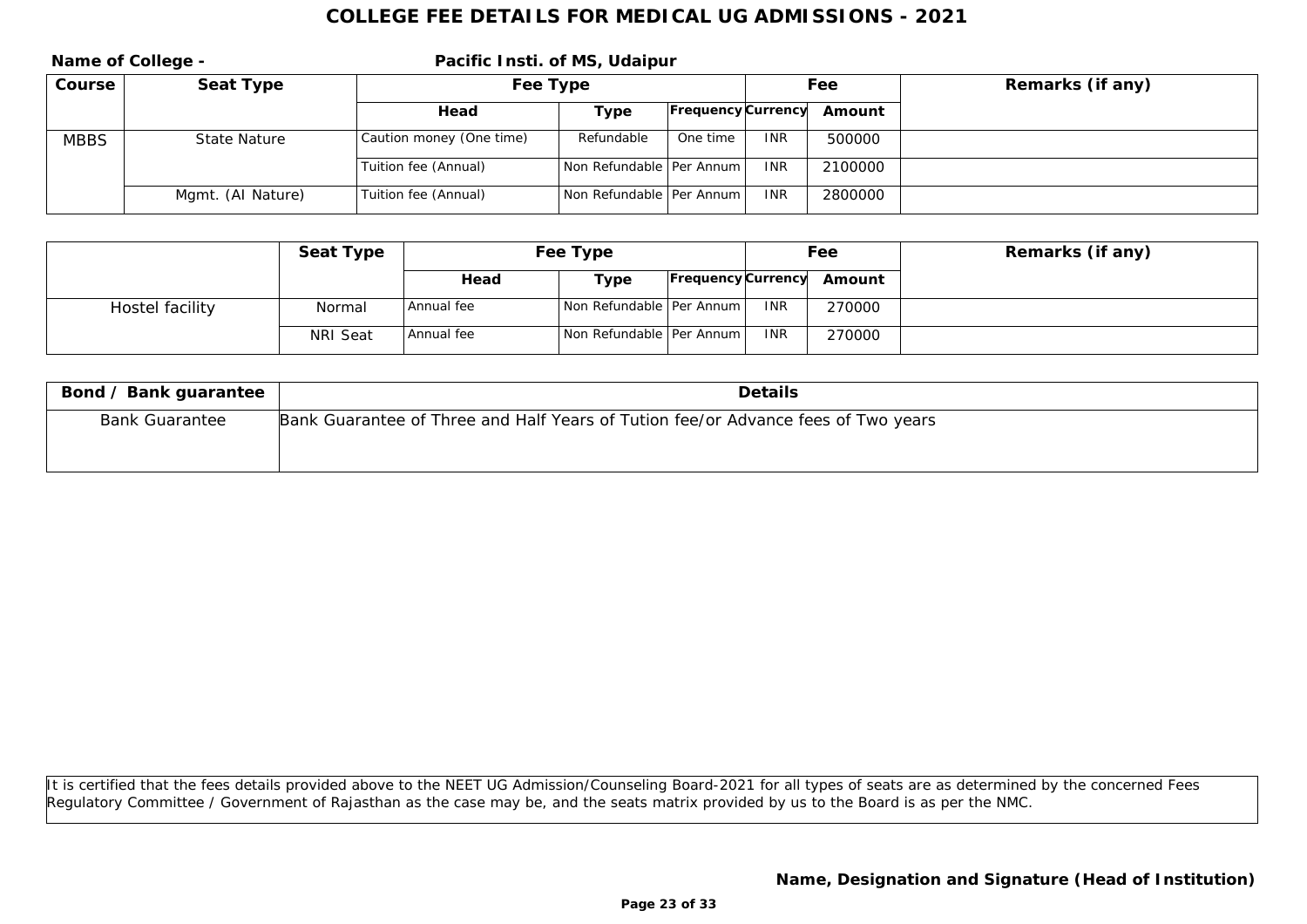# COLLEGE FEE DETAILS FOR MEDICAL UG ADMISSIONS - 2021

**Name of College -** **Pacific Insti. of MS, Udaipur**

| Course | Seat Type | Fee Type | | | Fee | | Remarks (if any) |
|---|---|---|---|---|---|---|---|
| | | Head | Type | Frequency | Currency | Amount | |
| MBBS | State Nature | Caution money (One time) | Refundable | One time | INR | 500000 | |
| | | Tuition fee (Annual) | Non Refundable | Per Annum | INR | 2100000 | |
| | Mgmt. (AI Nature) | Tuition fee (Annual) | Non Refundable | Per Annum | INR | 2800000 | |

| | Seat Type | Fee Type | | | Fee | | Remarks (if any) |
|---|---|---|---|---|---|---|---|
| | | Head | Type | Frequency | Currency | Amount | |
| Hostel facility | Normal | Annual fee | Non Refundable | Per Annum | INR | 270000 | |
| | NRI Seat | Annual fee | Non Refundable | Per Annum | INR | 270000 | |

| Bond / Bank guarantee | Details |
|---|---|
| Bank Guarantee | Bank Guarantee of Three and Half Years of Tution fee/or Advance fees of Two years |

It is certified that the fees details provided above to the NEET UG Admission/Counseling Board-2021 for all types of seats are as determined by the concerned Fees Regulatory Committee / Government of Rajasthan as the case may be, and the seats matrix provided by us to the Board is as per the NMC.

**Name, Designation and Signature (Head of Institution)**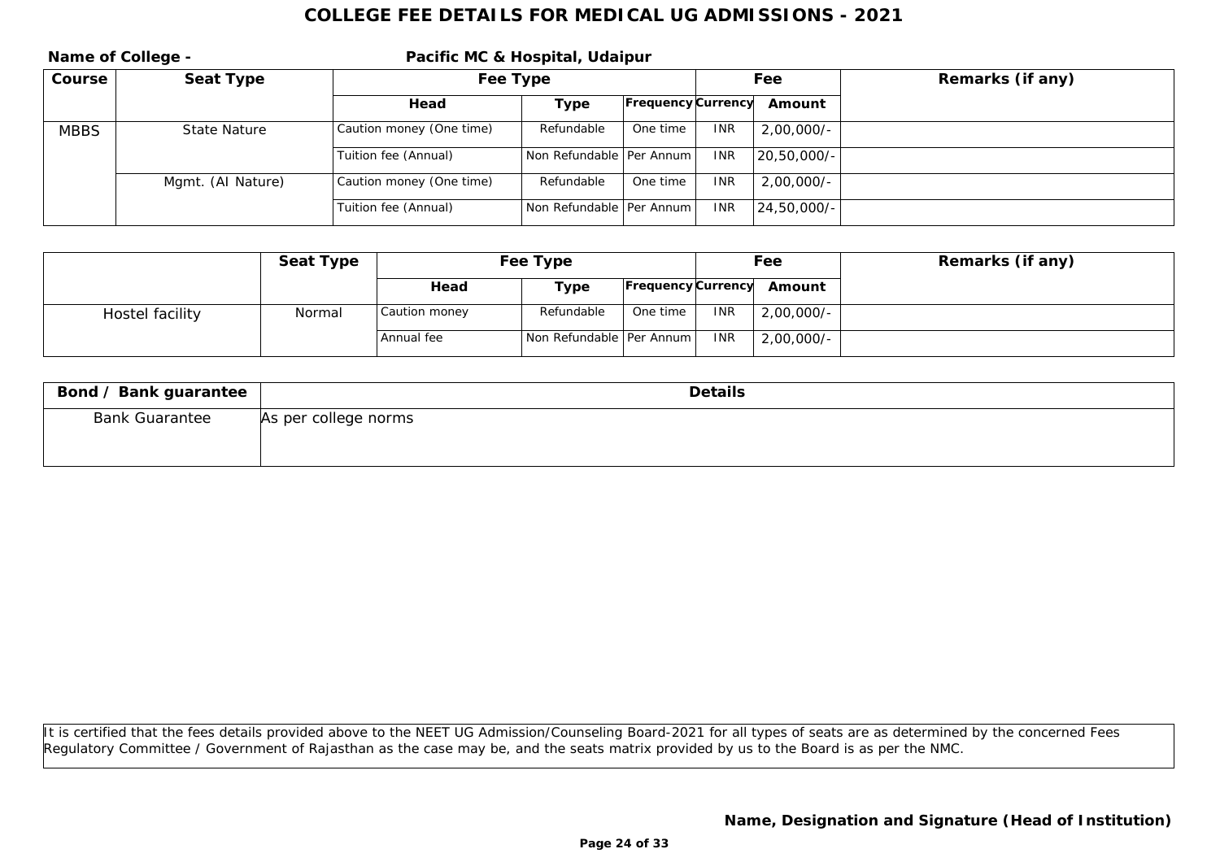# COLLEGE FEE DETAILS FOR MEDICAL UG ADMISSIONS - 2021

**Name of College -** **Pacific MC & Hospital, Udaipur**

| Course | Seat Type | Fee Type | | | Fee | | Remarks (if any) |
|---|---|---|---|---|---|---|---|
| | | Head | Type | Frequency | Currency | Amount | |
| MBBS | State Nature | Caution money (One time) | Refundable | One time | INR | 2,00,000/- | |
| | | Tuition fee (Annual) | Non Refundable | Per Annum | INR | 20,50,000/- | |
| | Mgmt. (AI Nature) | Caution money (One time) | Refundable | One time | INR | 2,00,000/- | |
| | | Tuition fee (Annual) | Non Refundable | Per Annum | INR | 24,50,000/- | |

| | Seat Type | Fee Type | | | Fee | | Remarks (if any) |
|---|---|---|---|---|---|---|---|
| | | Head | Type | Frequency | Currency | Amount | |
| Hostel facility | Normal | Caution money | Refundable | One time | INR | 2,00,000/- | |
| | | Annual fee | Non Refundable | Per Annum | INR | 2,00,000/- | |

| Bond / Bank guarantee | Details |
|---|---|
| Bank Guarantee | As per college norms |

It is certified that the fees details provided above to the NEET UG Admission/Counseling Board-2021 for all types of seats are as determined by the concerned Fees Regulatory Committee / Government of Rajasthan as the case may be, and the seats matrix provided by us to the Board is as per the NMC.

**Name, Designation and Signature (Head of Institution)**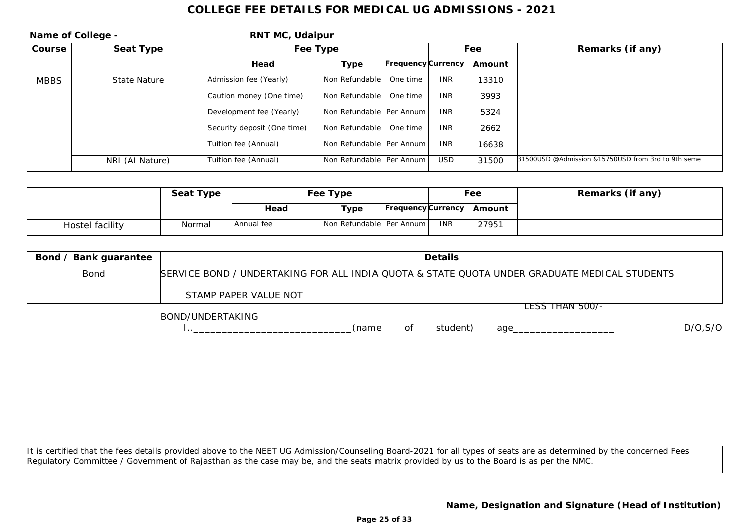# COLLEGE FEE DETAILS FOR MEDICAL UG ADMISSIONS - 2021

**Name of College -** **RNT MC, Udaipur**

| Course | Seat Type | Fee Type | | | Fee | | Remarks (if any) |
|---|---|---|---|---|---|---|---|
| | | Head | Type | Frequency | Currency | Amount | |
| MBBS | State Nature | Admission fee (Yearly) | Non Refundable | One time | INR | 13310 | |
| | | Caution money (One time) | Non Refundable | One time | INR | 3993 | |
| | | Development fee (Yearly) | Non Refundable | Per Annum | INR | 5324 | |
| | | Security deposit (One time) | Non Refundable | One time | INR | 2662 | |
| | | Tuition fee (Annual) | Non Refundable | Per Annum | INR | 16638 | |
| | NRI (AI Nature) | Tuition fee (Annual) | Non Refundable | Per Annum | USD | 31500 | 31500USD @Admission &15750USD from 3rd to 9th seme |

| | Seat Type | Fee Type | | | Fee | | Remarks (if any) |
|---|---|---|---|---|---|---|---|
| | | Head | Type | Frequency | Currency | Amount | |
| Hostel facility | Normal | Annual fee | Non Refundable | Per Annum | INR | 27951 | |

| Bond / Bank guarantee | Details |
|---|---|
| Bond | SERVICE BOND / UNDERTAKING FOR ALL INDIA QUOTA & STATE QUOTA UNDER GRADUATE MEDICAL STUDENTS<br><br>STAMP PAPER VALUE NOT |

LESS THAN 500/-

BOND/UNDERTAKING

I..____________________________(name of student) age__________________ D/O,S/O

It is certified that the fees details provided above to the NEET UG Admission/Counseling Board-2021 for all types of seats are as determined by the concerned Fees Regulatory Committee / Government of Rajasthan as the case may be, and the seats matrix provided by us to the Board is as per the NMC.

**Name, Designation and Signature (Head of Institution)**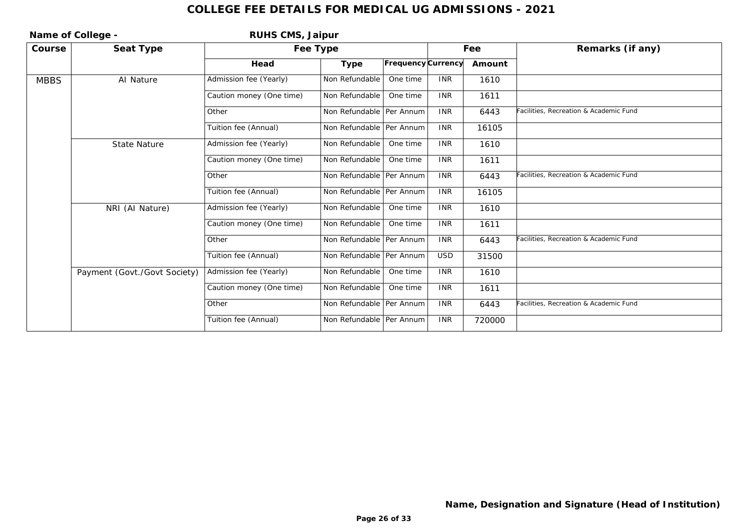# COLLEGE FEE DETAILS FOR MEDICAL UG ADMISSIONS - 2021

**Name of College -** **RUHS CMS, Jaipur**

| Course | Seat Type | Fee Type | | | Fee | | Remarks (if any) |
|---|---|---|---|---|---|---|---|
| | | Head | Type | Frequency | Currency | Amount | |
| MBBS | AI Nature | Admission fee (Yearly) | Non Refundable | One time | INR | 1610 | |
| | | Caution money (One time) | Non Refundable | One time | INR | 1611 | |
| | | Other | Non Refundable | Per Annum | INR | 6443 | Facilities, Recreation & Academic Fund |
| | | Tuition fee (Annual) | Non Refundable | Per Annum | INR | 16105 | |
| | State Nature | Admission fee (Yearly) | Non Refundable | One time | INR | 1610 | |
| | | Caution money (One time) | Non Refundable | One time | INR | 1611 | |
| | | Other | Non Refundable | Per Annum | INR | 6443 | Facilities, Recreation & Academic Fund |
| | | Tuition fee (Annual) | Non Refundable | Per Annum | INR | 16105 | |
| | NRI (AI Nature) | Admission fee (Yearly) | Non Refundable | One time | INR | 1610 | |
| | | Caution money (One time) | Non Refundable | One time | INR | 1611 | |
| | | Other | Non Refundable | Per Annum | INR | 6443 | Facilities, Recreation & Academic Fund |
| | | Tuition fee (Annual) | Non Refundable | Per Annum | USD | 31500 | |
| | Payment (Govt./Govt Society) | Admission fee (Yearly) | Non Refundable | One time | INR | 1610 | |
| | | Caution money (One time) | Non Refundable | One time | INR | 1611 | |
| | | Other | Non Refundable | Per Annum | INR | 6443 | Facilities, Recreation & Academic Fund |
| | | Tuition fee (Annual) | Non Refundable | Per Annum | INR | 720000 | |

**Name, Designation and Signature (Head of Institution)**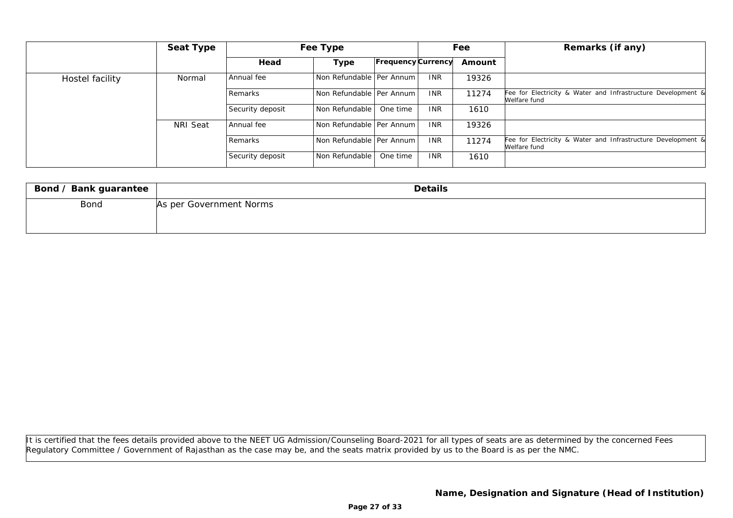| | Seat Type | Fee Type | | | Fee | | Remarks (if any) |
|---|---|---|---|---|---|---|---|
| | | Head | Type | Frequency | Currency | Amount | |
| Hostel facility | Normal | Annual fee | Non Refundable | Per Annum | INR | 19326 | |
| | | Remarks | Non Refundable | Per Annum | INR | 11274 | Fee for Electricity & Water and Infrastructure Development & Welfare fund |
| | | Security deposit | Non Refundable | One time | INR | 1610 | |
| | NRI Seat | Annual fee | Non Refundable | Per Annum | INR | 19326 | |
| | | Remarks | Non Refundable | Per Annum | INR | 11274 | Fee for Electricity & Water and Infrastructure Development & Welfare fund |
| | | Security deposit | Non Refundable | One time | INR | 1610 | |

| Bond / Bank guarantee | Details |
|---|---|
| Bond | As per Government Norms |

It is certified that the fees details provided above to the NEET UG Admission/Counseling Board-2021 for all types of seats are as determined by the concerned Fees Regulatory Committee / Government of Rajasthan as the case may be, and the seats matrix provided by us to the Board is as per the NMC.

**Name, Designation and Signature (Head of Institution)**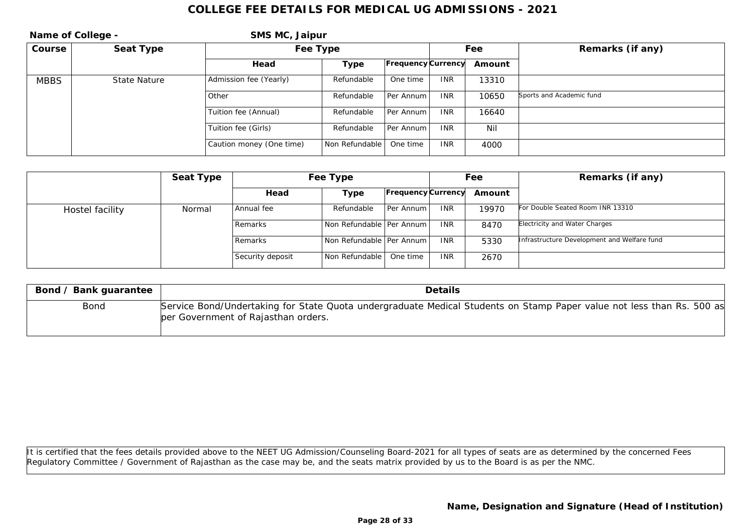# COLLEGE FEE DETAILS FOR MEDICAL UG ADMISSIONS - 2021

**Name of College -** **SMS MC, Jaipur**

| Course | Seat Type | Fee Type | | | Fee | | Remarks (if any) |
|---|---|---|---|---|---|---|---|
| | | Head | Type | Frequency | Currency | Amount | |
| MBBS | State Nature | Admission fee (Yearly) | Refundable | One time | INR | 13310 | |
| | | Other | Refundable | Per Annum | INR | 10650 | Sports and Academic fund |
| | | Tuition fee (Annual) | Refundable | Per Annum | INR | 16640 | |
| | | Tuition fee (Girls) | Refundable | Per Annum | INR | Nil | |
| | | Caution money (One time) | Non Refundable | One time | INR | 4000 | |

| | Seat Type | Fee Type | | | Fee | | Remarks (if any) |
|---|---|---|---|---|---|---|---|
| | | Head | Type | Frequency | Currency | Amount | |
| Hostel facility | Normal | Annual fee | Refundable | Per Annum | INR | 19970 | For Double Seated Room INR 13310 |
| | | Remarks | Non Refundable | Per Annum | INR | 8470 | Electricity and Water Charges |
| | | Remarks | Non Refundable | Per Annum | INR | 5330 | Infrastructure Development and Welfare fund |
| | | Security deposit | Non Refundable | One time | INR | 2670 | |

| Bond / Bank guarantee | Details |
|---|---|
| Bond | Service Bond/Undertaking for State Quota undergraduate Medical Students on Stamp Paper value not less than Rs. 500 as per Government of Rajasthan orders. |

It is certified that the fees details provided above to the NEET UG Admission/Counseling Board-2021 for all types of seats are as determined by the concerned Fees Regulatory Committee / Government of Rajasthan as the case may be, and the seats matrix provided by us to the Board is as per the NMC.

**Name, Designation and Signature (Head of Institution)**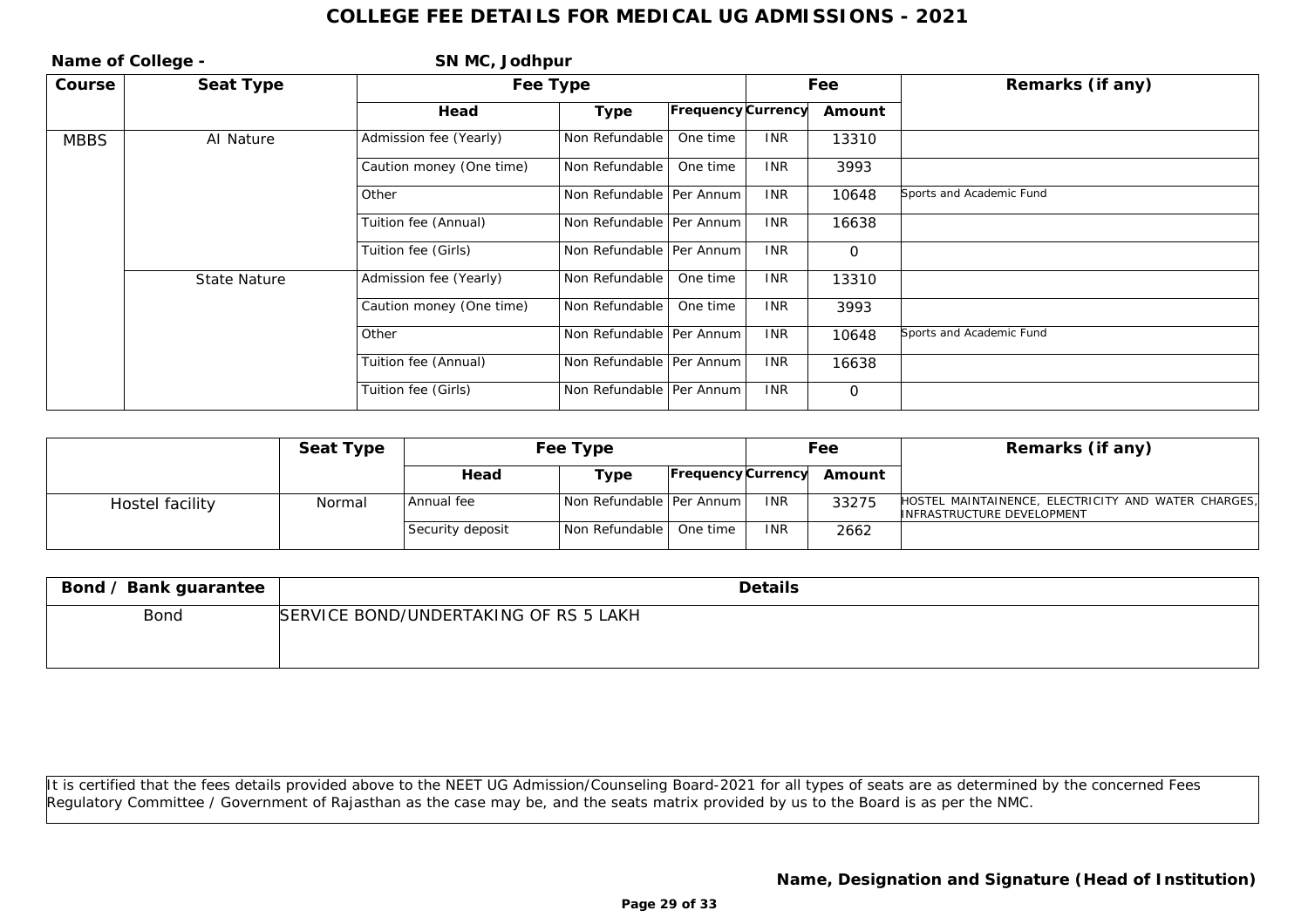# COLLEGE FEE DETAILS FOR MEDICAL UG ADMISSIONS - 2021

**Name of College -** **SN MC, Jodhpur**

| Course | Seat Type | Fee Type | | | Fee | | Remarks (if any) |
|---|---|---|---|---|---|---|---|
| | | Head | Type | Frequency | Currency | Amount | |
| MBBS | AI Nature | Admission fee (Yearly) | Non Refundable | One time | INR | 13310 | |
| | | Caution money (One time) | Non Refundable | One time | INR | 3993 | |
| | | Other | Non Refundable | Per Annum | INR | 10648 | Sports and Academic Fund |
| | | Tuition fee (Annual) | Non Refundable | Per Annum | INR | 16638 | |
| | | Tuition fee (Girls) | Non Refundable | Per Annum | INR | 0 | |
| | State Nature | Admission fee (Yearly) | Non Refundable | One time | INR | 13310 | |
| | | Caution money (One time) | Non Refundable | One time | INR | 3993 | |
| | | Other | Non Refundable | Per Annum | INR | 10648 | Sports and Academic Fund |
| | | Tuition fee (Annual) | Non Refundable | Per Annum | INR | 16638 | |
| | | Tuition fee (Girls) | Non Refundable | Per Annum | INR | 0 | |

| | Seat Type | Fee Type | | | Fee | | Remarks (if any) |
|---|---|---|---|---|---|---|---|
| | | Head | Type | Frequency | Currency | Amount | |
| Hostel facility | Normal | Annual fee | Non Refundable | Per Annum | INR | 33275 | HOSTEL MAINTAINENCE, ELECTRICITY AND WATER CHARGES, INFRASTRUCTURE DEVELOPMENT |
| | | Security deposit | Non Refundable | One time | INR | 2662 | |

| Bond / Bank guarantee | Details |
|---|---|
| Bond | SERVICE BOND/UNDERTAKING OF RS 5 LAKH |

It is certified that the fees details provided above to the NEET UG Admission/Counseling Board-2021 for all types of seats are as determined by the concerned Fees Regulatory Committee / Government of Rajasthan as the case may be, and the seats matrix provided by us to the Board is as per the NMC.

**Name, Designation and Signature (Head of Institution)**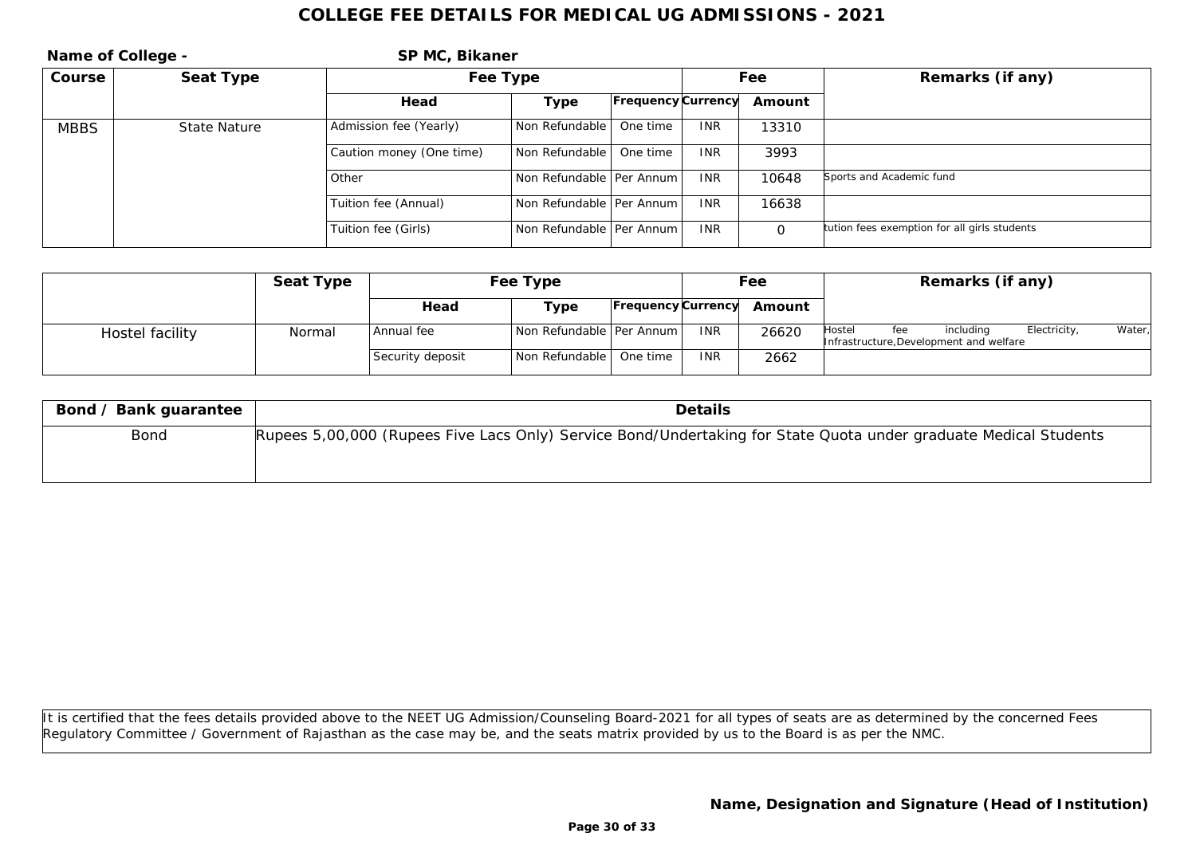# COLLEGE FEE DETAILS FOR MEDICAL UG ADMISSIONS - 2021

**Name of College -** **SP MC, Bikaner**

| Course | Seat Type | Fee Type | | | Fee | | Remarks (if any) |
|---|---|---|---|---|---|---|---|
| | | Head | Type | Frequency | Currency | Amount | |
| MBBS | State Nature | Admission fee (Yearly) | Non Refundable | One time | INR | 13310 | |
| | | Caution money (One time) | Non Refundable | One time | INR | 3993 | |
| | | Other | Non Refundable | Per Annum | INR | 10648 | Sports and Academic fund |
| | | Tuition fee (Annual) | Non Refundable | Per Annum | INR | 16638 | |
| | | Tuition fee (Girls) | Non Refundable | Per Annum | INR | 0 | tution fees exemption for all girls students |

| | Seat Type | Fee Type | | | Fee | | Remarks (if any) |
|---|---|---|---|---|---|---|---|
| | | Head | Type | Frequency | Currency | Amount | |
| Hostel facility | Normal | Annual fee | Non Refundable | Per Annum | INR | 26620 | Hostel fee including Electricity, Water, Infrastructure,Development and welfare |
| | | Security deposit | Non Refundable | One time | INR | 2662 | |

| Bond / Bank guarantee | Details |
|---|---|
| Bond | Rupees 5,00,000 (Rupees Five Lacs Only) Service Bond/Undertaking for State Quota under graduate Medical Students |

It is certified that the fees details provided above to the NEET UG Admission/Counseling Board-2021 for all types of seats are as determined by the concerned Fees Regulatory Committee / Government of Rajasthan as the case may be, and the seats matrix provided by us to the Board is as per the NMC.

**Name, Designation and Signature (Head of Institution)**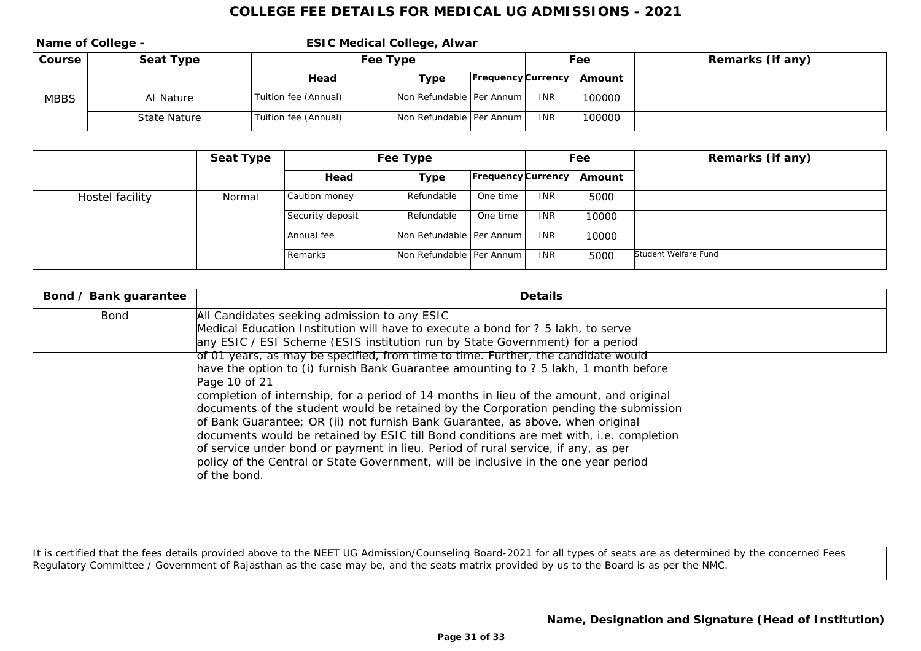# COLLEGE FEE DETAILS FOR MEDICAL UG ADMISSIONS - 2021

**Name of College -** **ESIC Medical College, Alwar**

| Course | Seat Type | Fee Type | | | Fee | | Remarks (if any) |
|---|---|---|---|---|---|---|---|
| | | Head | Type | Frequency | Currency | Amount | |
| MBBS | AI Nature | Tuition fee (Annual) | Non Refundable | Per Annum | INR | 100000 | |
| | State Nature | Tuition fee (Annual) | Non Refundable | Per Annum | INR | 100000 | |

| | Seat Type | Fee Type | | | Fee | | Remarks (if any) |
|---|---|---|---|---|---|---|---|
| | | Head | Type | Frequency | Currency | Amount | |
| Hostel facility | Normal | Caution money | Refundable | One time | INR | 5000 | |
| | | Security deposit | Refundable | One time | INR | 10000 | |
| | | Annual fee | Non Refundable | Per Annum | INR | 10000 | |
| | | Remarks | Non Refundable | Per Annum | INR | 5000 | Student Welfare Fund |

| Bond / Bank guarantee | Details |
|---|---|
| Bond | All Candidates seeking admission to any ESIC Medical Education Institution will have to execute a bond for ? 5 lakh, to serve any ESIC / ESI Scheme (ESIS institution run by State Government) for a period of 01 years, as may be specified, from time to time. Further, the candidate would have the option to (i) furnish Bank Guarantee amounting to ? 5 lakh, 1 month before Page 10 of 21 completion of internship, for a period of 14 months in lieu of the amount, and original documents of the student would be retained by the Corporation pending the submission of Bank Guarantee; OR (ii) not furnish Bank Guarantee, as above, when original documents would be retained by ESIC till Bond conditions are met with, i.e. completion of service under bond or payment in lieu. Period of rural service, if any, as per policy of the Central or State Government, will be inclusive in the one year period of the bond. |

It is certified that the fees details provided above to the NEET UG Admission/Counseling Board-2021 for all types of seats are as determined by the concerned Fees Regulatory Committee / Government of Rajasthan as the case may be, and the seats matrix provided by us to the Board is as per the NMC.

**Name, Designation and Signature (Head of Institution)**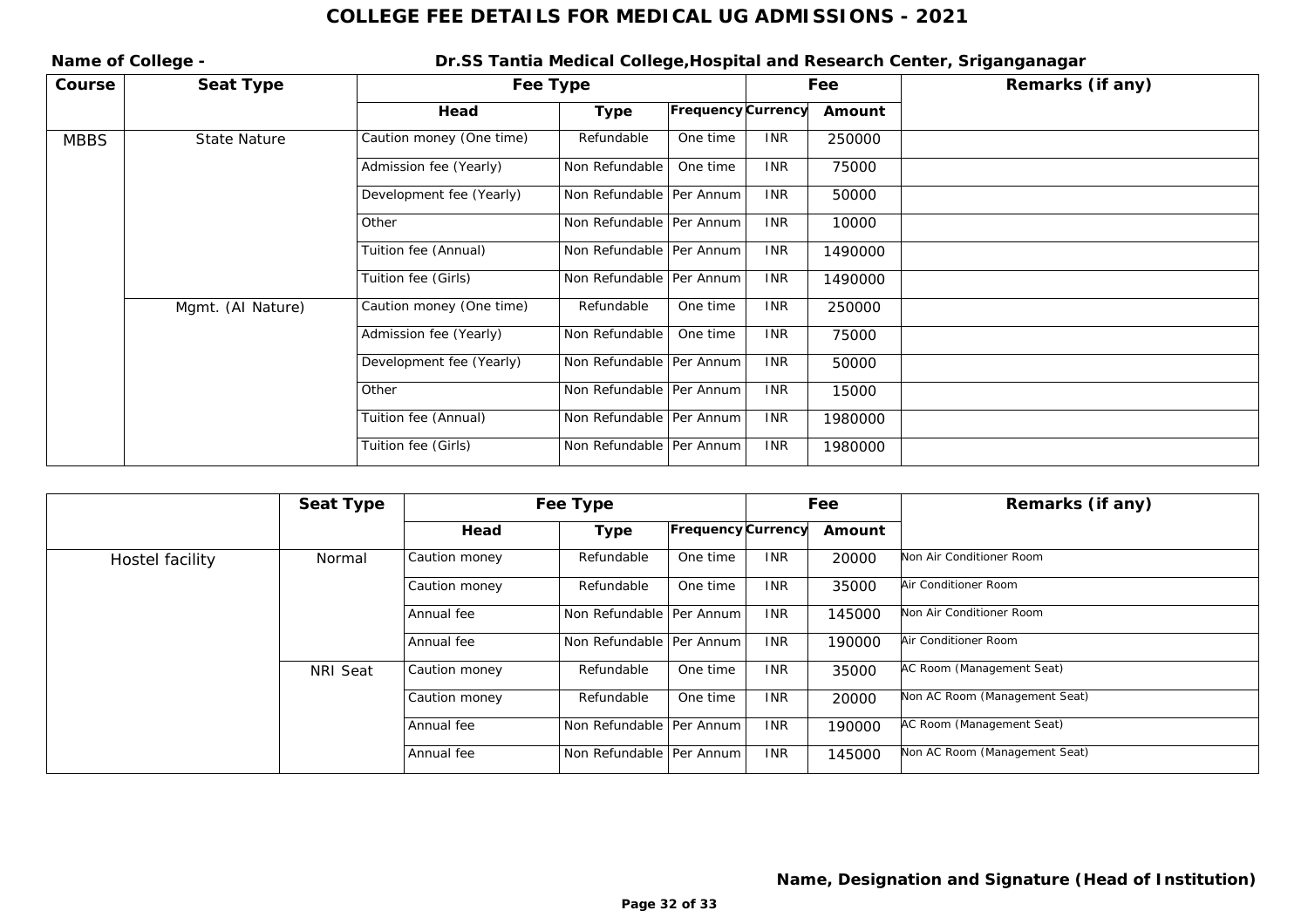# COLLEGE FEE DETAILS FOR MEDICAL UG ADMISSIONS - 2021

**Name of College -** **Dr.SS Tantia Medical College,Hospital and Research Center, Sriganganagar**

| Course | Seat Type | Fee Type | | | Fee | | Remarks (if any) |
|---|---|---|---|---|---|---|---|
| | | Head | Type | Frequency | Currency | Amount | |
| MBBS | State Nature | Caution money (One time) | Refundable | One time | INR | 250000 | |
| | | Admission fee (Yearly) | Non Refundable | One time | INR | 75000 | |
| | | Development fee (Yearly) | Non Refundable | Per Annum | INR | 50000 | |
| | | Other | Non Refundable | Per Annum | INR | 10000 | |
| | | Tuition fee (Annual) | Non Refundable | Per Annum | INR | 1490000 | |
| | | Tuition fee (Girls) | Non Refundable | Per Annum | INR | 1490000 | |
| | Mgmt. (AI Nature) | Caution money (One time) | Refundable | One time | INR | 250000 | |
| | | Admission fee (Yearly) | Non Refundable | One time | INR | 75000 | |
| | | Development fee (Yearly) | Non Refundable | Per Annum | INR | 50000 | |
| | | Other | Non Refundable | Per Annum | INR | 15000 | |
| | | Tuition fee (Annual) | Non Refundable | Per Annum | INR | 1980000 | |
| | | Tuition fee (Girls) | Non Refundable | Per Annum | INR | 1980000 | |

| | Seat Type | Fee Type | | | Fee | | Remarks (if any) |
|---|---|---|---|---|---|---|---|
| | | Head | Type | Frequency | Currency | Amount | |
| Hostel facility | Normal | Caution money | Refundable | One time | INR | 20000 | Non Air Conditioner Room |
| | | Caution money | Refundable | One time | INR | 35000 | Air Conditioner Room |
| | | Annual fee | Non Refundable | Per Annum | INR | 145000 | Non Air Conditioner Room |
| | | Annual fee | Non Refundable | Per Annum | INR | 190000 | Air Conditioner Room |
| | NRI Seat | Caution money | Refundable | One time | INR | 35000 | AC Room (Management Seat) |
| | | Caution money | Refundable | One time | INR | 20000 | Non AC Room (Management Seat) |
| | | Annual fee | Non Refundable | Per Annum | INR | 190000 | AC Room (Management Seat) |
| | | Annual fee | Non Refundable | Per Annum | INR | 145000 | Non AC Room (Management Seat) |

**Name, Designation and Signature (Head of Institution)**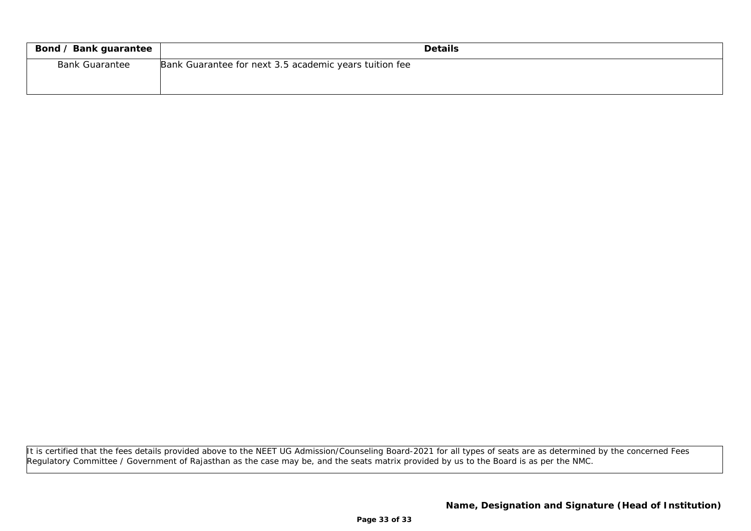| Bond / Bank guarantee | Details |
|---|---|
| Bank Guarantee | Bank Guarantee for next 3.5 academic years tuition fee |

It is certified that the fees details provided above to the NEET UG Admission/Counseling Board-2021 for all types of seats are as determined by the concerned Fees Regulatory Committee / Government of Rajasthan as the case may be, and the seats matrix provided by us to the Board is as per the NMC.

**Name, Designation and Signature (Head of Institution)**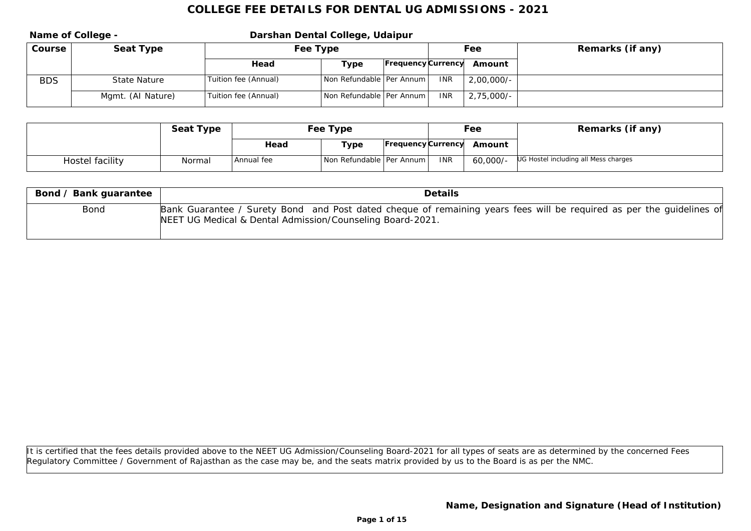# COLLEGE FEE DETAILS FOR DENTAL UG ADMISSIONS - 2021

**Name of College -** **Darshan Dental College, Udaipur**

| Course | Seat Type | Fee Type | | | Fee | | Remarks (if any) |
|---|---|---|---|---|---|---|---|
| | | Head | Type | Frequency | Currency | Amount | |
| BDS | State Nature | Tuition fee (Annual) | Non Refundable | Per Annum | INR | 2,00,000/- | |
| | Mgmt. (AI Nature) | Tuition fee (Annual) | Non Refundable | Per Annum | INR | 2,75,000/- | |

| | Seat Type | Fee Type | | | Fee | | Remarks (if any) |
|---|---|---|---|---|---|---|---|
| | | Head | Type | Frequency | Currency | Amount | |
| Hostel facility | Normal | Annual fee | Non Refundable | Per Annum | INR | 60,000/- | UG Hostel including all Mess charges |

| Bond / Bank guarantee | Details |
|---|---|
| Bond | Bank Guarantee / Surety Bond and Post dated cheque of remaining years fees will be required as per the guidelines of NEET UG Medical & Dental Admission/Counseling Board-2021. |

It is certified that the fees details provided above to the NEET UG Admission/Counseling Board-2021 for all types of seats are as determined by the concerned Fees Regulatory Committee / Government of Rajasthan as the case may be, and the seats matrix provided by us to the Board is as per the NMC.

**Name, Designation and Signature (Head of Institution)**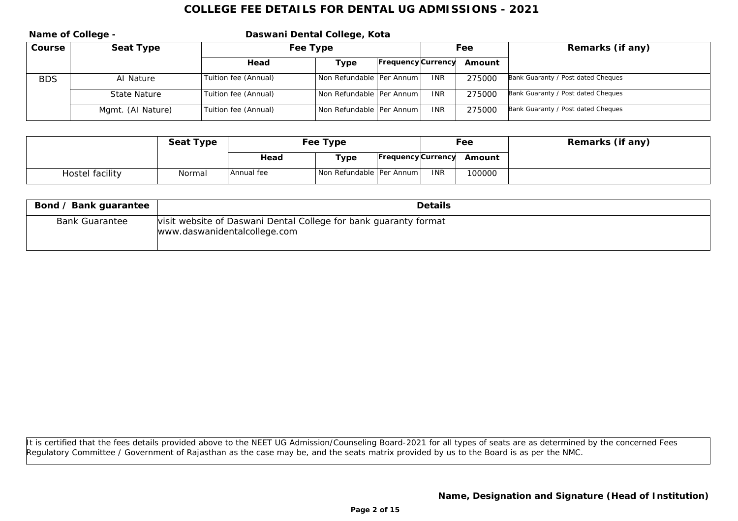# COLLEGE FEE DETAILS FOR DENTAL UG ADMISSIONS - 2021

**Name of College -** **Daswani Dental College, Kota**

| Course | Seat Type | Fee Type | | | Fee | | Remarks (if any) |
|---|---|---|---|---|---|---|---|
| | | Head | Type | Frequency | Currency | Amount | |
| BDS | AI Nature | Tuition fee (Annual) | Non Refundable | Per Annum | INR | 275000 | Bank Guaranty / Post dated Cheques |
| | State Nature | Tuition fee (Annual) | Non Refundable | Per Annum | INR | 275000 | Bank Guaranty / Post dated Cheques |
| | Mgmt. (AI Nature) | Tuition fee (Annual) | Non Refundable | Per Annum | INR | 275000 | Bank Guaranty / Post dated Cheques |

| | Seat Type | Fee Type | | | Fee | | Remarks (if any) |
|---|---|---|---|---|---|---|---|
| | | Head | Type | Frequency | Currency | Amount | |
| Hostel facility | Normal | Annual fee | Non Refundable | Per Annum | INR | 100000 | |

| Bond / Bank guarantee | Details |
|---|---|
| Bank Guarantee | visit website of Daswani Dental College for bank guaranty format www.daswanidentalcollege.com |

It is certified that the fees details provided above to the NEET UG Admission/Counseling Board-2021 for all types of seats are as determined by the concerned Fees Regulatory Committee / Government of Rajasthan as the case may be, and the seats matrix provided by us to the Board is as per the NMC.

**Name, Designation and Signature (Head of Institution)**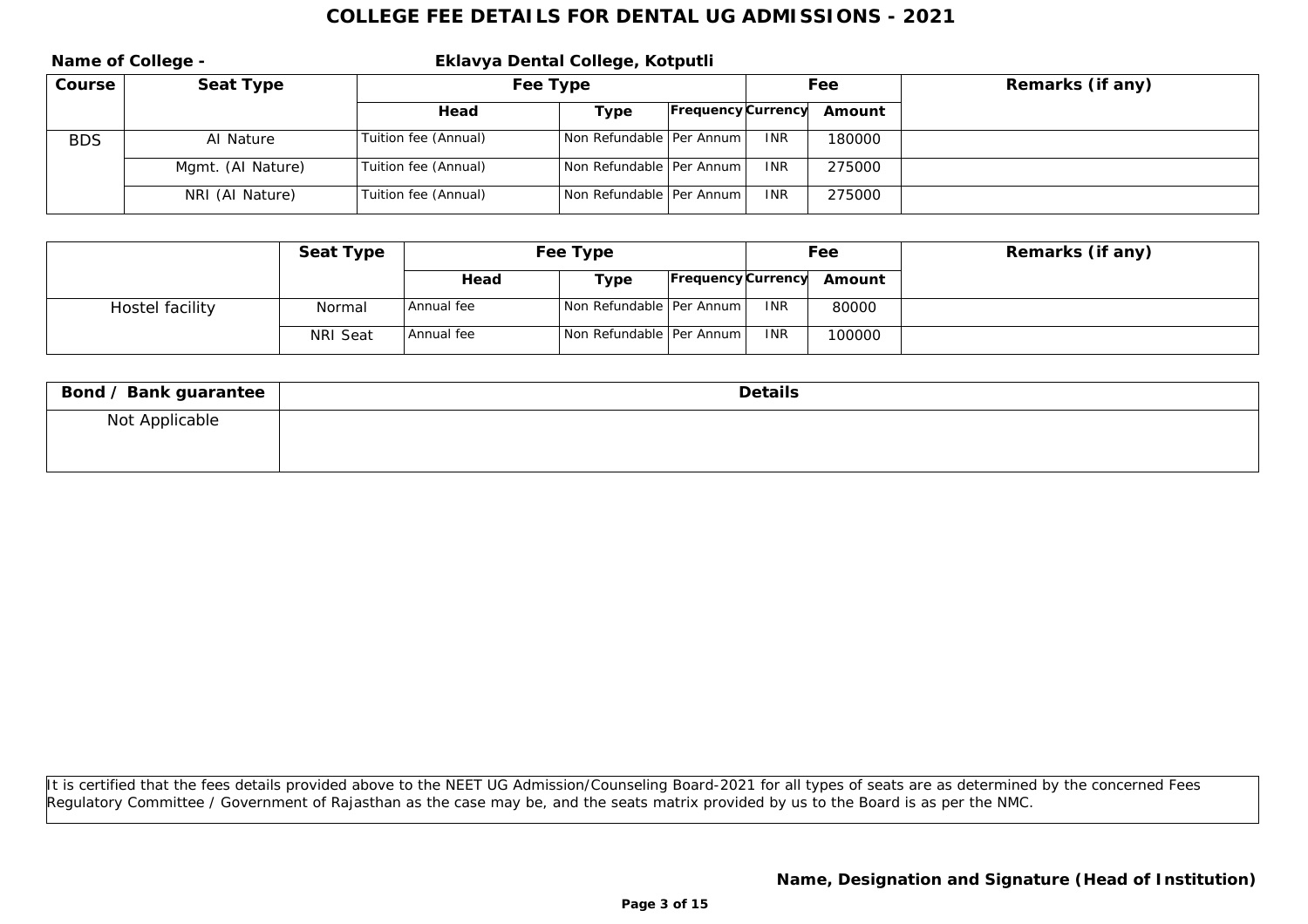# COLLEGE FEE DETAILS FOR DENTAL UG ADMISSIONS - 2021

**Name of College -** **Eklavya Dental College, Kotputli**

| Course | Seat Type | Fee Type | | | Fee | | Remarks (if any) |
|---|---|---|---|---|---|---|---|
| | | Head | Type | Frequency | Currency | Amount | |
| BDS | AI Nature | Tuition fee (Annual) | Non Refundable | Per Annum | INR | 180000 | |
| | Mgmt. (AI Nature) | Tuition fee (Annual) | Non Refundable | Per Annum | INR | 275000 | |
| | NRI (AI Nature) | Tuition fee (Annual) | Non Refundable | Per Annum | INR | 275000 | |

| | Seat Type | Fee Type | | | Fee | | Remarks (if any) |
|---|---|---|---|---|---|---|---|
| | | Head | Type | Frequency | Currency | Amount | |
| Hostel facility | Normal | Annual fee | Non Refundable | Per Annum | INR | 80000 | |
| | NRI Seat | Annual fee | Non Refundable | Per Annum | INR | 100000 | |

| Bond / Bank guarantee | Details |
|---|---|
| Not Applicable | |

It is certified that the fees details provided above to the NEET UG Admission/Counseling Board-2021 for all types of seats are as determined by the concerned Fees Regulatory Committee / Government of Rajasthan as the case may be, and the seats matrix provided by us to the Board is as per the NMC.

**Name, Designation and Signature (Head of Institution)**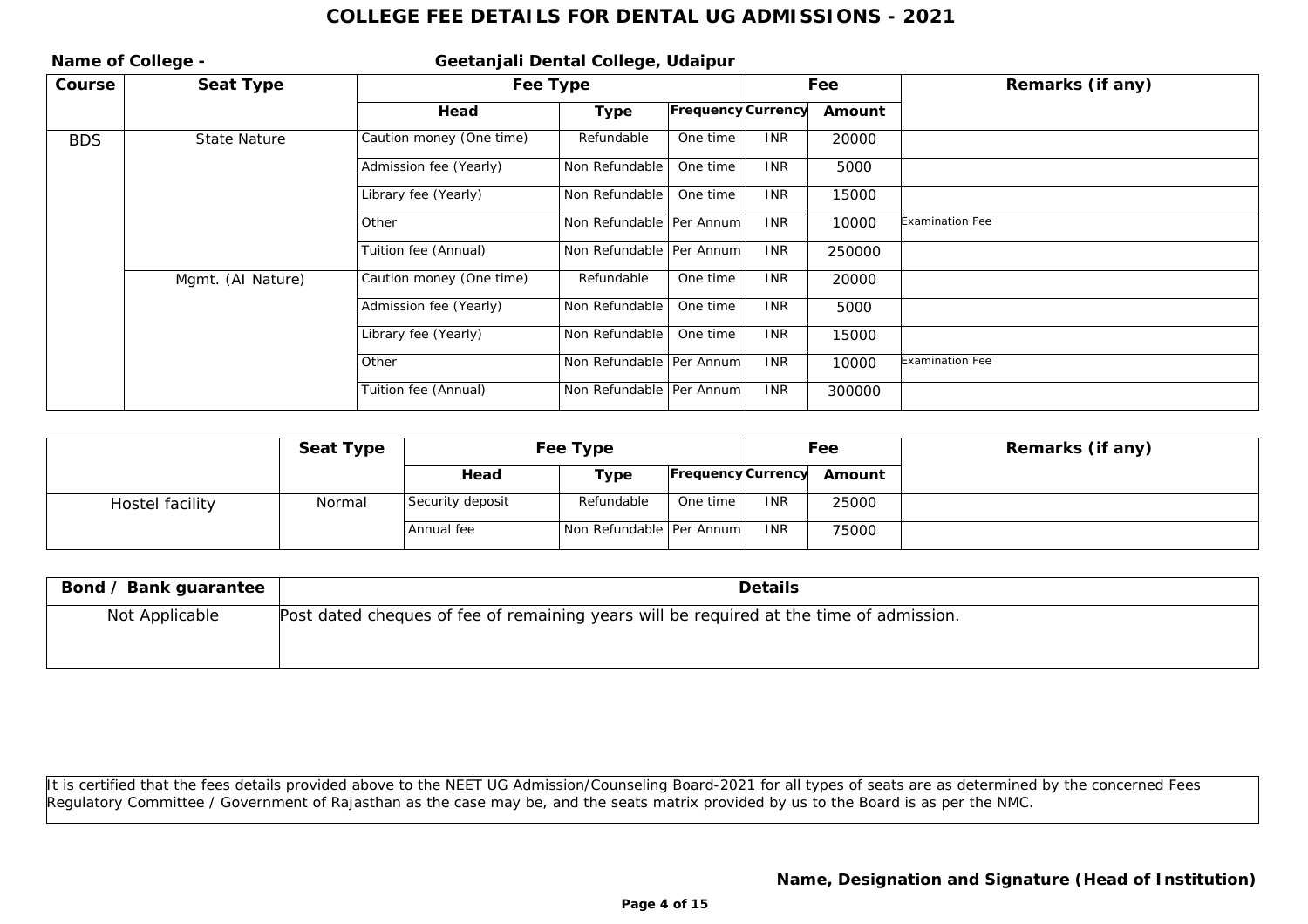# COLLEGE FEE DETAILS FOR DENTAL UG ADMISSIONS - 2021

**Name of College -** **Geetanjali Dental College, Udaipur**

| Course | Seat Type | Fee Type | | | Fee | | Remarks (if any) |
|---|---|---|---|---|---|---|---|
| | | Head | Type | Frequency | Currency | Amount | |
| BDS | State Nature | Caution money (One time) | Refundable | One time | INR | 20000 | |
| | | Admission fee (Yearly) | Non Refundable | One time | INR | 5000 | |
| | | Library fee (Yearly) | Non Refundable | One time | INR | 15000 | |
| | | Other | Non Refundable | Per Annum | INR | 10000 | Examination Fee |
| | | Tuition fee (Annual) | Non Refundable | Per Annum | INR | 250000 | |
| | Mgmt. (AI Nature) | Caution money (One time) | Refundable | One time | INR | 20000 | |
| | | Admission fee (Yearly) | Non Refundable | One time | INR | 5000 | |
| | | Library fee (Yearly) | Non Refundable | One time | INR | 15000 | |
| | | Other | Non Refundable | Per Annum | INR | 10000 | Examination Fee |
| | | Tuition fee (Annual) | Non Refundable | Per Annum | INR | 300000 | |

| | Seat Type | Fee Type | | | Fee | | Remarks (if any) |
|---|---|---|---|---|---|---|---|
| | | Head | Type | Frequency | Currency | Amount | |
| Hostel facility | Normal | Security deposit | Refundable | One time | INR | 25000 | |
| | | Annual fee | Non Refundable | Per Annum | INR | 75000 | |

| Bond / Bank guarantee | Details |
|---|---|
| Not Applicable | Post dated cheques of fee of remaining years will be required at the time of admission. |

It is certified that the fees details provided above to the NEET UG Admission/Counseling Board-2021 for all types of seats are as determined by the concerned Fees Regulatory Committee / Government of Rajasthan as the case may be, and the seats matrix provided by us to the Board is as per the NMC.

**Name, Designation and Signature (Head of Institution)**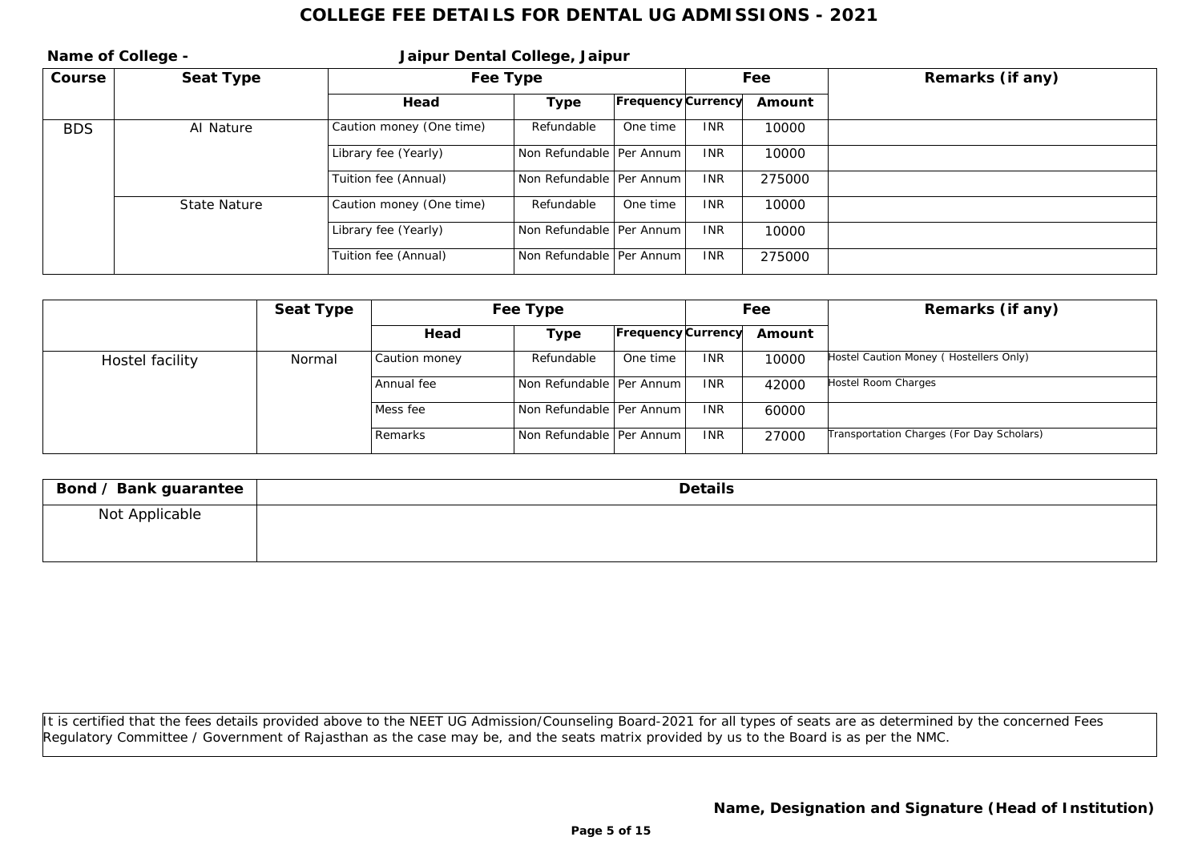# COLLEGE FEE DETAILS FOR DENTAL UG ADMISSIONS - 2021

**Name of College -** **Jaipur Dental College, Jaipur**

| Course | Seat Type | Fee Type | | | Fee | | Remarks (if any) |
|---|---|---|---|---|---|---|---|
| | | Head | Type | Frequency | Currency | Amount | |
| BDS | AI Nature | Caution money (One time) | Refundable | One time | INR | 10000 | |
| | | Library fee (Yearly) | Non Refundable | Per Annum | INR | 10000 | |
| | | Tuition fee (Annual) | Non Refundable | Per Annum | INR | 275000 | |
| | State Nature | Caution money (One time) | Refundable | One time | INR | 10000 | |
| | | Library fee (Yearly) | Non Refundable | Per Annum | INR | 10000 | |
| | | Tuition fee (Annual) | Non Refundable | Per Annum | INR | 275000 | |

| | Seat Type | Fee Type | | | Fee | | Remarks (if any) |
|---|---|---|---|---|---|---|---|
| | | Head | Type | Frequency | Currency | Amount | |
| Hostel facility | Normal | Caution money | Refundable | One time | INR | 10000 | Hostel Caution Money ( Hostellers Only) |
| | | Annual fee | Non Refundable | Per Annum | INR | 42000 | Hostel Room Charges |
| | | Mess fee | Non Refundable | Per Annum | INR | 60000 | |
| | | Remarks | Non Refundable | Per Annum | INR | 27000 | Transportation Charges (For Day Scholars) |

| Bond / Bank guarantee | Details |
|---|---|
| Not Applicable | |

It is certified that the fees details provided above to the NEET UG Admission/Counseling Board-2021 for all types of seats are as determined by the concerned Fees Regulatory Committee / Government of Rajasthan as the case may be, and the seats matrix provided by us to the Board is as per the NMC.

**Name, Designation and Signature (Head of Institution)**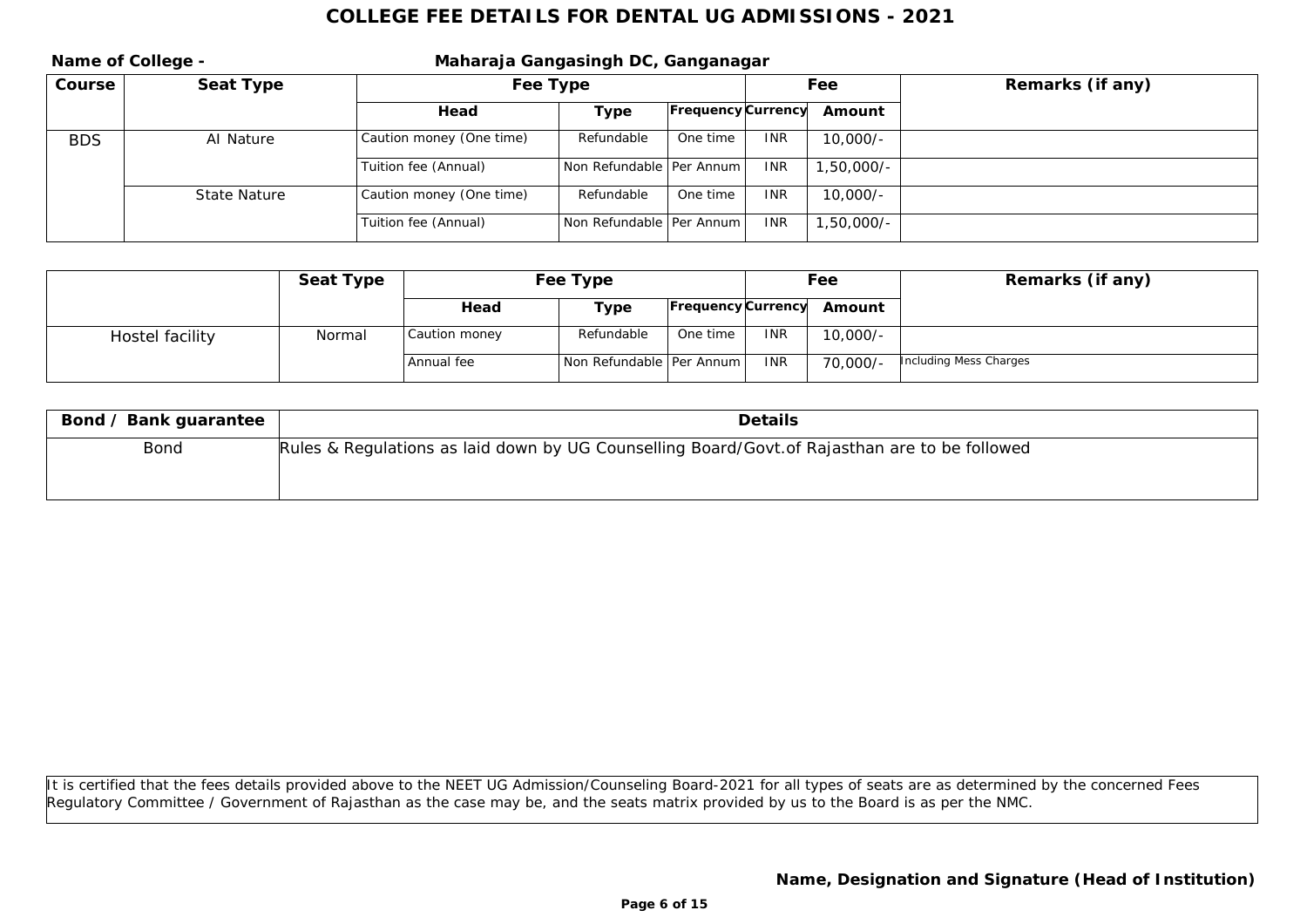# COLLEGE FEE DETAILS FOR DENTAL UG ADMISSIONS - 2021

**Name of College -** **Maharaja Gangasingh DC, Ganganagar**

| Course | Seat Type | Fee Type | | | Fee | | Remarks (if any) |
|---|---|---|---|---|---|---|---|
| | | Head | Type | Frequency | Currency | Amount | |
| BDS | AI Nature | Caution money (One time) | Refundable | One time | INR | 10,000/- | |
| | | Tuition fee (Annual) | Non Refundable | Per Annum | INR | 1,50,000/- | |
| | State Nature | Caution money (One time) | Refundable | One time | INR | 10,000/- | |
| | | Tuition fee (Annual) | Non Refundable | Per Annum | INR | 1,50,000/- | |

| | Seat Type | Fee Type | | | Fee | | Remarks (if any) |
|---|---|---|---|---|---|---|---|
| | | Head | Type | Frequency | Currency | Amount | |
| Hostel facility | Normal | Caution money | Refundable | One time | INR | 10,000/- | |
| | | Annual fee | Non Refundable | Per Annum | INR | 70,000/- | Including Mess Charges |

| Bond / Bank guarantee | Details |
|---|---|
| Bond | Rules & Regulations as laid down by UG Counselling Board/Govt.of Rajasthan are to be followed |

It is certified that the fees details provided above to the NEET UG Admission/Counseling Board-2021 for all types of seats are as determined by the concerned Fees Regulatory Committee / Government of Rajasthan as the case may be, and the seats matrix provided by us to the Board is as per the NMC.

**Name, Designation and Signature (Head of Institution)**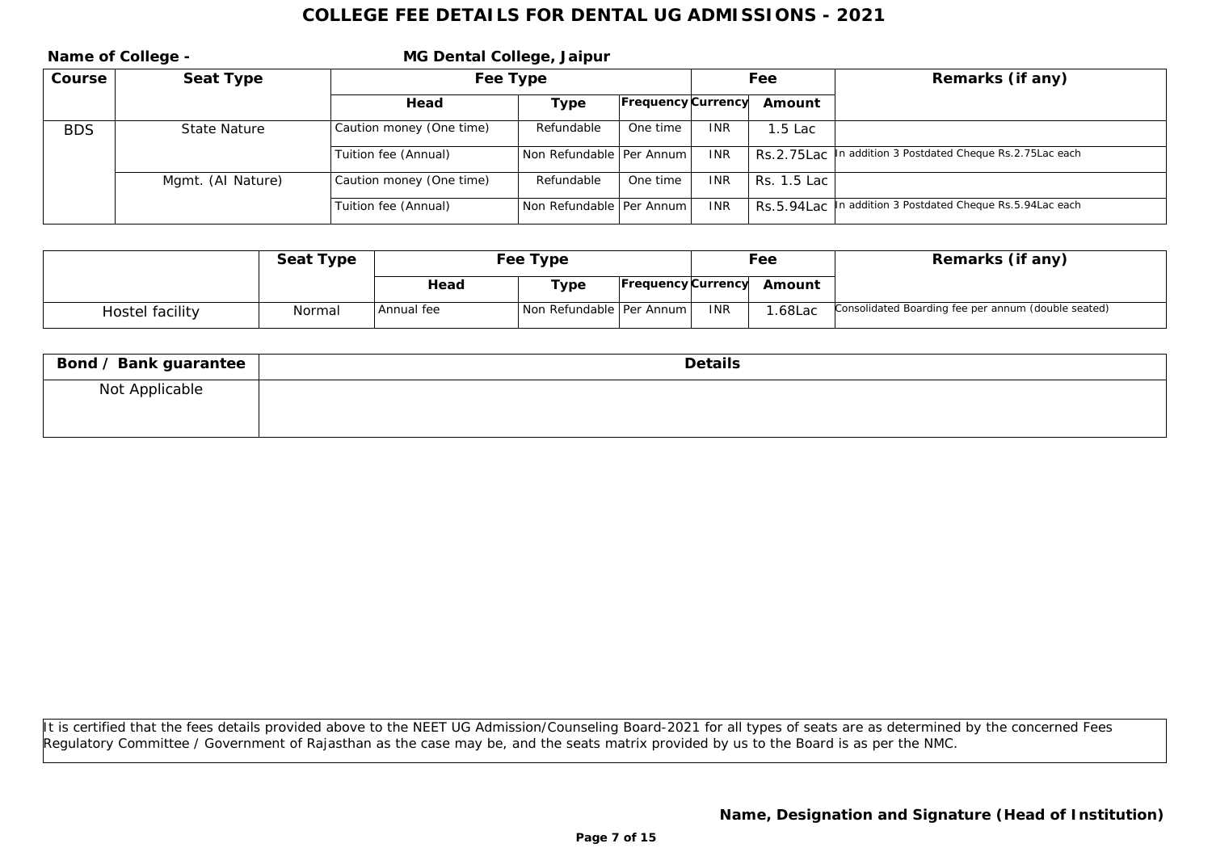# COLLEGE FEE DETAILS FOR DENTAL UG ADMISSIONS - 2021

**Name of College -** **MG Dental College, Jaipur**

| Course | Seat Type | Fee Type | | | Fee | | Remarks (if any) |
|---|---|---|---|---|---|---|---|
| | | Head | Type | Frequency | Currency | Amount | |
| BDS | State Nature | Caution money (One time) | Refundable | One time | INR | 1.5 Lac | |
| | | Tuition fee (Annual) | Non Refundable | Per Annum | INR | Rs.2.75Lac | In addition 3 Postdated Cheque Rs.2.75Lac each |
| | Mgmt. (AI Nature) | Caution money (One time) | Refundable | One time | INR | Rs. 1.5 Lac | |
| | | Tuition fee (Annual) | Non Refundable | Per Annum | INR | Rs.5.94Lac | In addition 3 Postdated Cheque Rs.5.94Lac each |

| | Seat Type | Fee Type | | | Fee | | Remarks (if any) |
|---|---|---|---|---|---|---|---|
| | | Head | Type | Frequency | Currency | Amount | |
| Hostel facility | Normal | Annual fee | Non Refundable | Per Annum | INR | 1.68Lac | Consolidated Boarding fee per annum (double seated) |

| Bond / Bank guarantee | Details |
|---|---|
| Not Applicable | |

It is certified that the fees details provided above to the NEET UG Admission/Counseling Board-2021 for all types of seats are as determined by the concerned Fees Regulatory Committee / Government of Rajasthan as the case may be, and the seats matrix provided by us to the Board is as per the NMC.

**Name, Designation and Signature (Head of Institution)**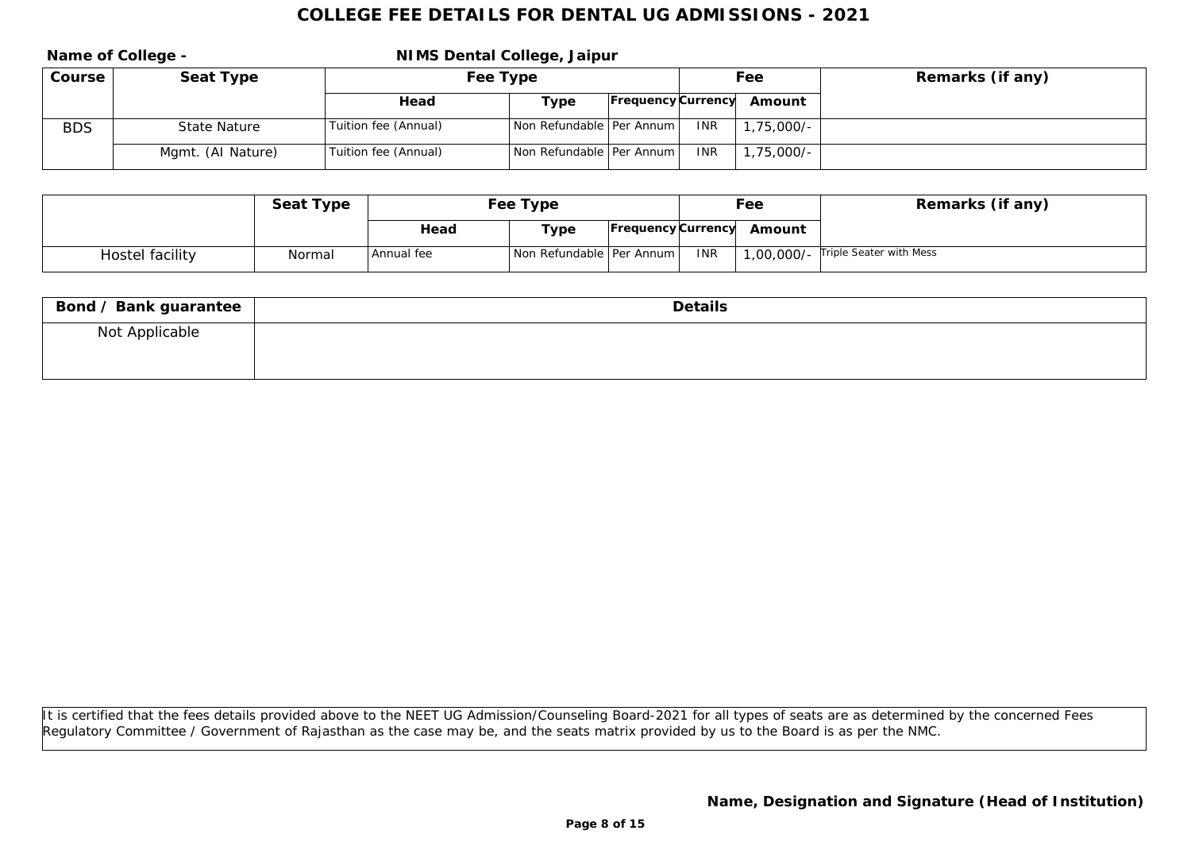# COLLEGE FEE DETAILS FOR DENTAL UG ADMISSIONS - 2021

**Name of College -** **NIMS Dental College, Jaipur**

| Course | Seat Type | Fee Type | | | Fee | | Remarks (if any) |
|---|---|---|---|---|---|---|---|
| | | Head | Type | Frequency | Currency | Amount | |
| BDS | State Nature | Tuition fee (Annual) | Non Refundable | Per Annum | INR | 1,75,000/- | |
| | Mgmt. (AI Nature) | Tuition fee (Annual) | Non Refundable | Per Annum | INR | 1,75,000/- | |

| | Seat Type | Fee Type | | | Fee | | Remarks (if any) |
|---|---|---|---|---|---|---|---|
| | | Head | Type | Frequency | Currency | Amount | |
| Hostel facility | Normal | Annual fee | Non Refundable | Per Annum | INR | 1,00,000/- | Triple Seater with Mess |

| Bond / Bank guarantee | Details |
|---|---|
| Not Applicable | |

It is certified that the fees details provided above to the NEET UG Admission/Counseling Board-2021 for all types of seats are as determined by the concerned Fees Regulatory Committee / Government of Rajasthan as the case may be, and the seats matrix provided by us to the Board is as per the NMC.

**Name, Designation and Signature (Head of Institution)**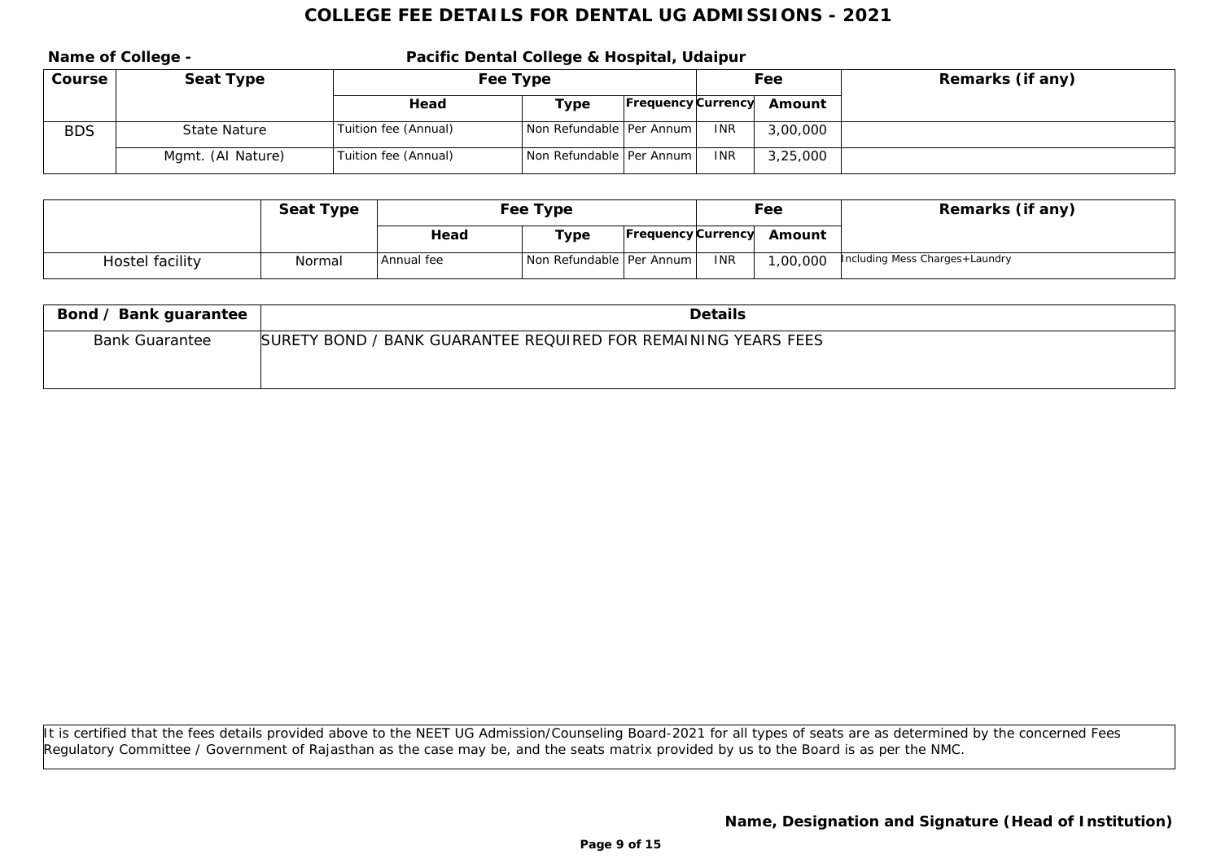# COLLEGE FEE DETAILS FOR DENTAL UG ADMISSIONS - 2021

**Name of College -** **Pacific Dental College & Hospital, Udaipur**

| Course | Seat Type | Fee Type | | | Fee | | Remarks (if any) |
|---|---|---|---|---|---|---|---|
| | | Head | Type | Frequency | Currency | Amount | |
| BDS | State Nature | Tuition fee (Annual) | Non Refundable | Per Annum | INR | 3,00,000 | |
| | Mgmt. (AI Nature) | Tuition fee (Annual) | Non Refundable | Per Annum | INR | 3,25,000 | |

| | Seat Type | Fee Type | | | Fee | | Remarks (if any) |
|---|---|---|---|---|---|---|---|
| | | Head | Type | Frequency | Currency | Amount | |
| Hostel facility | Normal | Annual fee | Non Refundable | Per Annum | INR | 1,00,000 | Including Mess Charges+Laundry |

| Bond / Bank guarantee | Details |
|---|---|
| Bank Guarantee | SURETY BOND / BANK GUARANTEE REQUIRED FOR REMAINING YEARS FEES |

It is certified that the fees details provided above to the NEET UG Admission/Counseling Board-2021 for all types of seats are as determined by the concerned Fees Regulatory Committee / Government of Rajasthan as the case may be, and the seats matrix provided by us to the Board is as per the NMC.

**Name, Designation and Signature (Head of Institution)**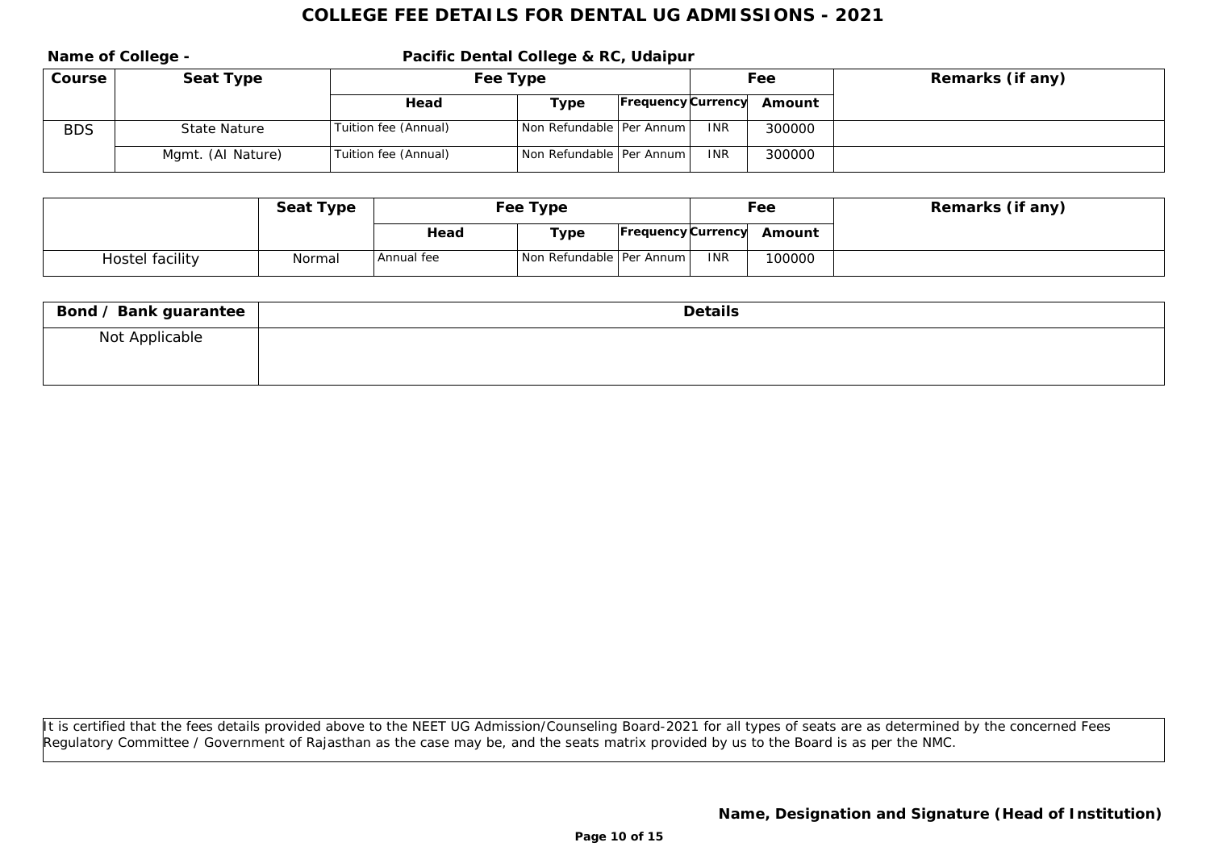# COLLEGE FEE DETAILS FOR DENTAL UG ADMISSIONS - 2021

**Name of College -** **Pacific Dental College & RC, Udaipur**

| Course | Seat Type | Fee Type | | | Fee | | Remarks (if any) |
|---|---|---|---|---|---|---|---|
| | | Head | Type | Frequency | Currency | Amount | |
| BDS | State Nature | Tuition fee (Annual) | Non Refundable | Per Annum | INR | 300000 | |
| | Mgmt. (AI Nature) | Tuition fee (Annual) | Non Refundable | Per Annum | INR | 300000 | |

| | Seat Type | Fee Type | | | Fee | | Remarks (if any) |
|---|---|---|---|---|---|---|---|
| | | Head | Type | Frequency | Currency | Amount | |
| Hostel facility | Normal | Annual fee | Non Refundable | Per Annum | INR | 100000 | |

| Bond / Bank guarantee | Details |
|---|---|
| Not Applicable | |

It is certified that the fees details provided above to the NEET UG Admission/Counseling Board-2021 for all types of seats are as determined by the concerned Fees Regulatory Committee / Government of Rajasthan as the case may be, and the seats matrix provided by us to the Board is as per the NMC.

**Name, Designation and Signature (Head of Institution)**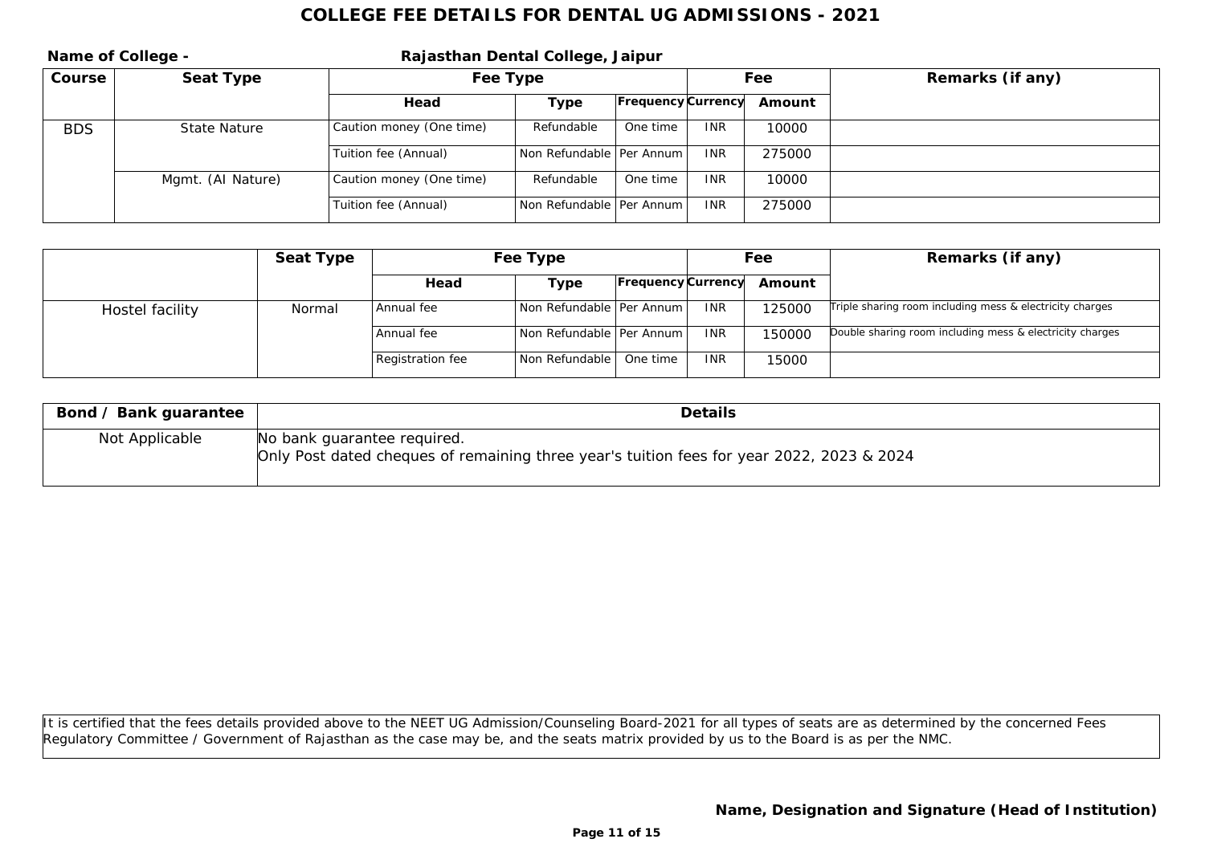# COLLEGE FEE DETAILS FOR DENTAL UG ADMISSIONS - 2021

**Name of College -** **Rajasthan Dental College, Jaipur**

| Course | Seat Type | Fee Type | | | Fee | | Remarks (if any) |
|---|---|---|---|---|---|---|---|
| | | Head | Type | Frequency | Currency | Amount | |
| BDS | State Nature | Caution money (One time) | Refundable | One time | INR | 10000 | |
| | | Tuition fee (Annual) | Non Refundable | Per Annum | INR | 275000 | |
| | Mgmt. (AI Nature) | Caution money (One time) | Refundable | One time | INR | 10000 | |
| | | Tuition fee (Annual) | Non Refundable | Per Annum | INR | 275000 | |

| | Seat Type | Fee Type | | | Fee | | Remarks (if any) |
|---|---|---|---|---|---|---|---|
| | | Head | Type | Frequency | Currency | Amount | |
| Hostel facility | Normal | Annual fee | Non Refundable | Per Annum | INR | 125000 | Triple sharing room including mess & electricity charges |
| | | Annual fee | Non Refundable | Per Annum | INR | 150000 | Double sharing room including mess & electricity charges |
| | | Registration fee | Non Refundable | One time | INR | 15000 | |

| Bond / Bank guarantee | Details |
|---|---|
| Not Applicable | No bank guarantee required.<br>Only Post dated cheques of remaining three year's tuition fees for year 2022, 2023 & 2024 |

It is certified that the fees details provided above to the NEET UG Admission/Counseling Board-2021 for all types of seats are as determined by the concerned Fees Regulatory Committee / Government of Rajasthan as the case may be, and the seats matrix provided by us to the Board is as per the NMC.

**Name, Designation and Signature (Head of Institution)**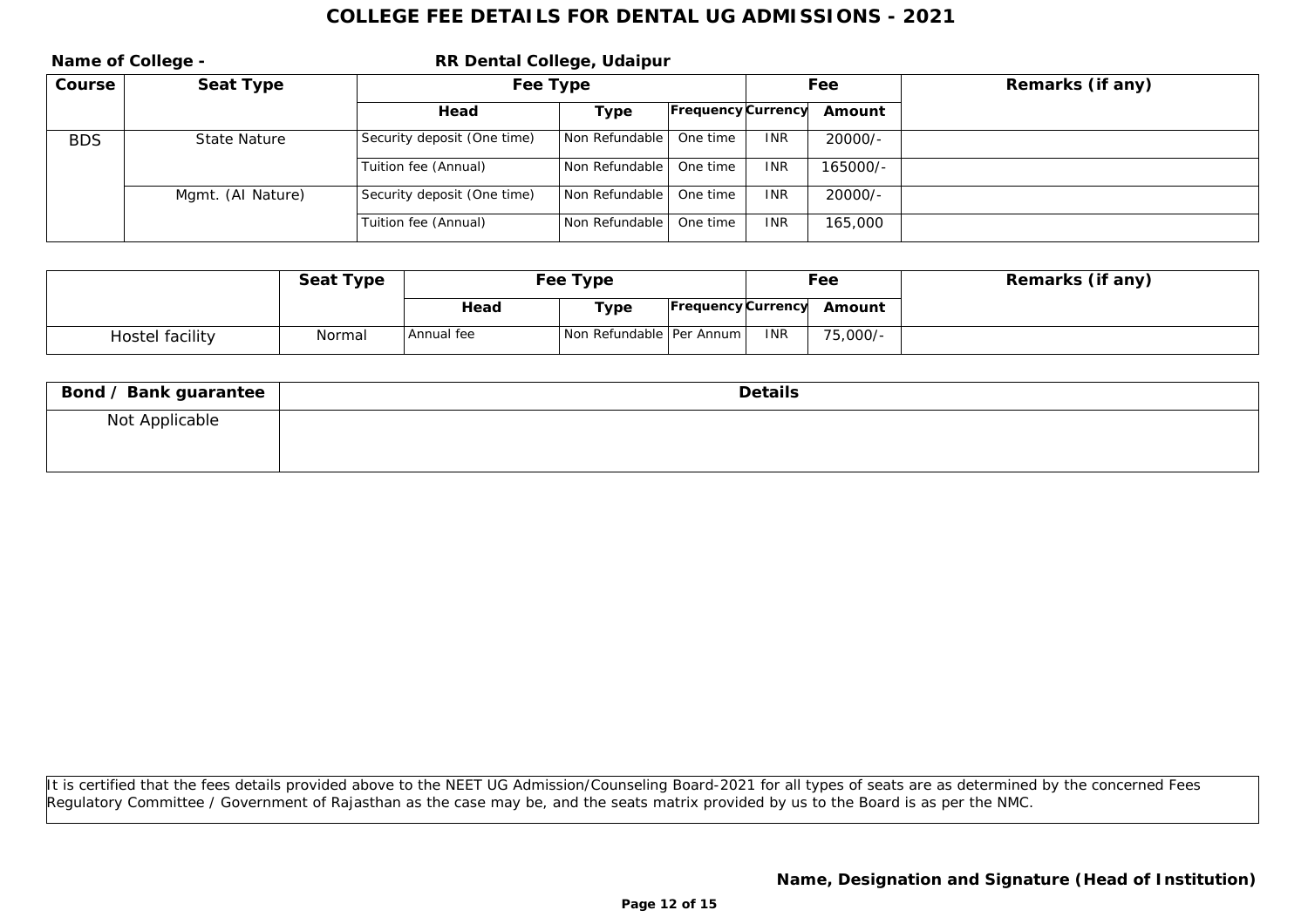# COLLEGE FEE DETAILS FOR DENTAL UG ADMISSIONS - 2021

**Name of College -** **RR Dental College, Udaipur**

| Course | Seat Type | Fee Type | | | Fee | | Remarks (if any) |
|---|---|---|---|---|---|---|---|
| | | Head | Type | Frequency | Currency | Amount | |
| BDS | State Nature | Security deposit (One time) | Non Refundable | One time | INR | 20000/- | |
| | | Tuition fee (Annual) | Non Refundable | One time | INR | 165000/- | |
| | Mgmt. (AI Nature) | Security deposit (One time) | Non Refundable | One time | INR | 20000/- | |
| | | Tuition fee (Annual) | Non Refundable | One time | INR | 165,000 | |

| | Seat Type | Fee Type | | | Fee | | Remarks (if any) |
|---|---|---|---|---|---|---|---|
| | | Head | Type | Frequency | Currency | Amount | |
| Hostel facility | Normal | Annual fee | Non Refundable | Per Annum | INR | 75,000/- | |

| Bond / Bank guarantee | Details |
|---|---|
| Not Applicable | |

It is certified that the fees details provided above to the NEET UG Admission/Counseling Board-2021 for all types of seats are as determined by the concerned Fees Regulatory Committee / Government of Rajasthan as the case may be, and the seats matrix provided by us to the Board is as per the NMC.

**Name, Designation and Signature (Head of Institution)**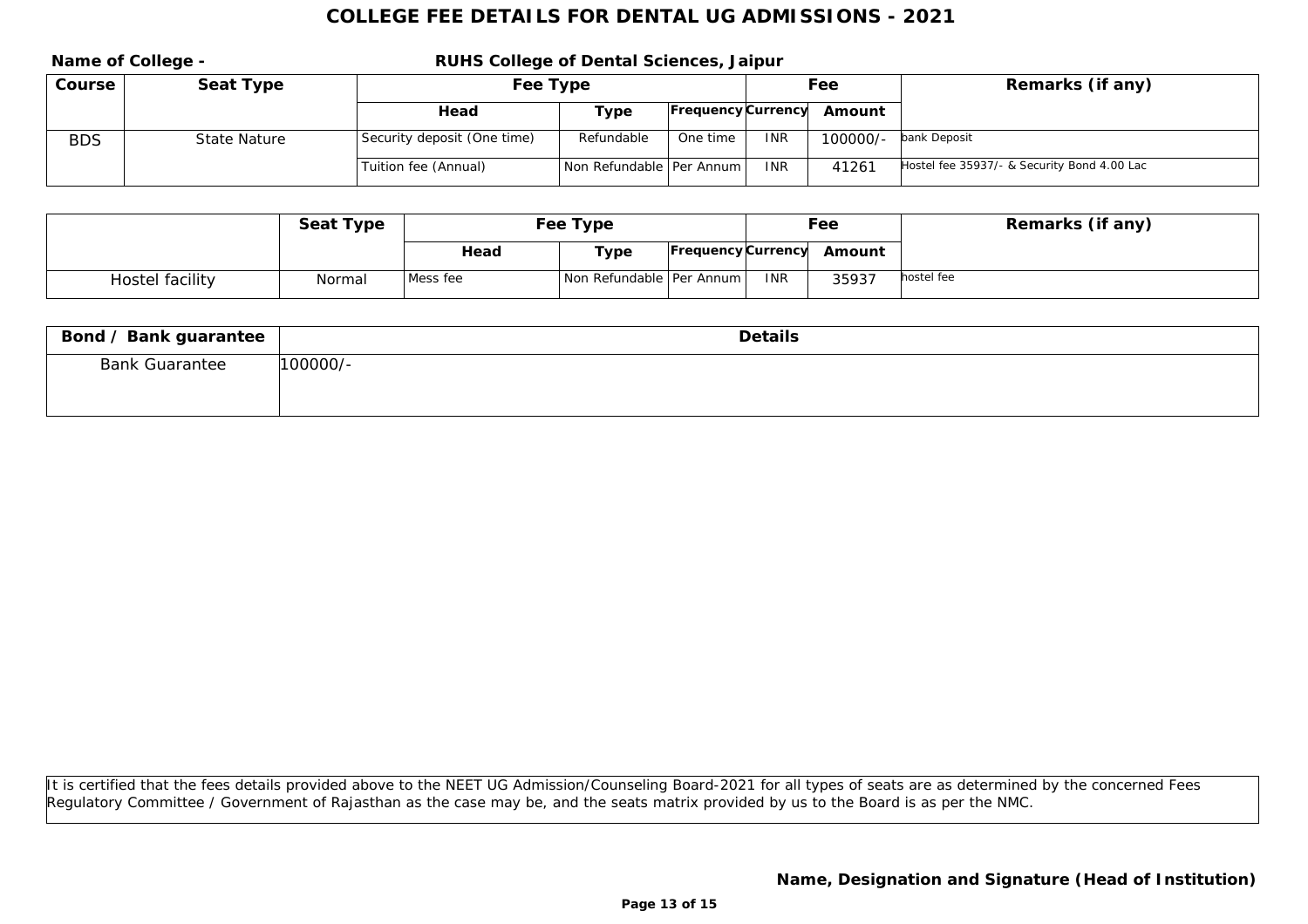# COLLEGE FEE DETAILS FOR DENTAL UG ADMISSIONS - 2021

**Name of College -** **RUHS College of Dental Sciences, Jaipur**

| Course | Seat Type | Fee Type | | | Fee | | Remarks (if any) |
|---|---|---|---|---|---|---|---|
| | | Head | Type | Frequency | Currency | Amount | |
| BDS | State Nature | Security deposit (One time) | Refundable | One time | INR | 100000/- | bank Deposit |
| | | Tuition fee (Annual) | Non Refundable | Per Annum | INR | 41261 | Hostel fee 35937/- & Security Bond 4.00 Lac |

| | Seat Type | Fee Type | | | Fee | | Remarks (if any) |
|---|---|---|---|---|---|---|---|
| | | Head | Type | Frequency | Currency | Amount | |
| Hostel facility | Normal | Mess fee | Non Refundable | Per Annum | INR | 35937 | hostel fee |

| Bond / Bank guarantee | Details |
|---|---|
| Bank Guarantee | 100000/- |

It is certified that the fees details provided above to the NEET UG Admission/Counseling Board-2021 for all types of seats are as determined by the concerned Fees Regulatory Committee / Government of Rajasthan as the case may be, and the seats matrix provided by us to the Board is as per the NMC.

**Name, Designation and Signature (Head of Institution)**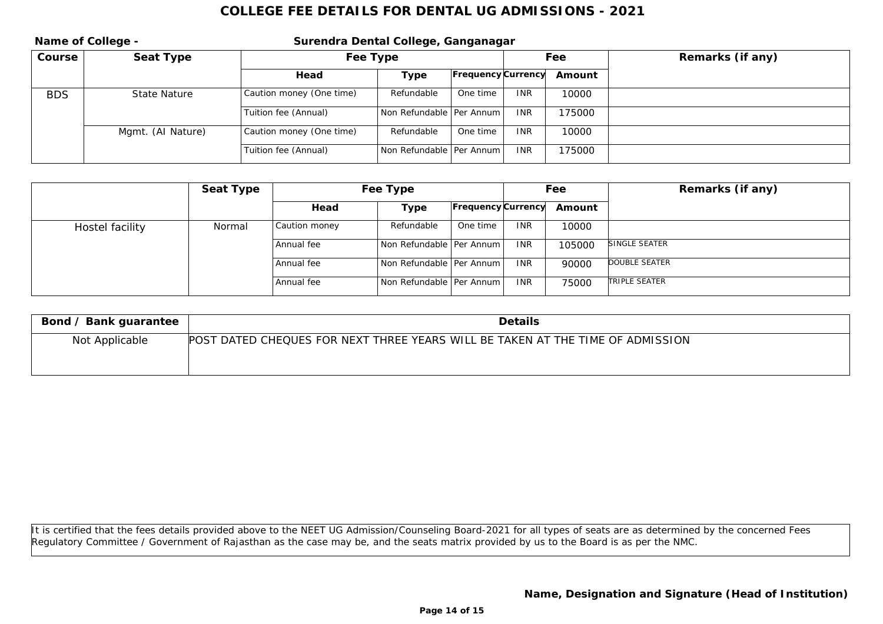# COLLEGE FEE DETAILS FOR DENTAL UG ADMISSIONS - 2021

**Name of College -** **Surendra Dental College, Ganganagar**

| Course | Seat Type | Fee Type | | | Fee | | Remarks (if any) |
|---|---|---|---|---|---|---|---|
| | | Head | Type | Frequency | Currency | Amount | |
| BDS | State Nature | Caution money (One time) | Refundable | One time | INR | 10000 | |
| | | Tuition fee (Annual) | Non Refundable | Per Annum | INR | 175000 | |
| | Mgmt. (AI Nature) | Caution money (One time) | Refundable | One time | INR | 10000 | |
| | | Tuition fee (Annual) | Non Refundable | Per Annum | INR | 175000 | |

| | Seat Type | Fee Type | | | Fee | | Remarks (if any) |
|---|---|---|---|---|---|---|---|
| | | Head | Type | Frequency | Currency | Amount | |
| Hostel facility | Normal | Caution money | Refundable | One time | INR | 10000 | |
| | | Annual fee | Non Refundable | Per Annum | INR | 105000 | SINGLE SEATER |
| | | Annual fee | Non Refundable | Per Annum | INR | 90000 | DOUBLE SEATER |
| | | Annual fee | Non Refundable | Per Annum | INR | 75000 | TRIPLE SEATER |

| Bond / Bank guarantee | Details |
|---|---|
| Not Applicable | POST DATED CHEQUES FOR NEXT THREE YEARS WILL BE TAKEN AT THE TIME OF ADMISSION |

It is certified that the fees details provided above to the NEET UG Admission/Counseling Board-2021 for all types of seats are as determined by the concerned Fees Regulatory Committee / Government of Rajasthan as the case may be, and the seats matrix provided by us to the Board is as per the NMC.

**Name, Designation and Signature (Head of Institution)**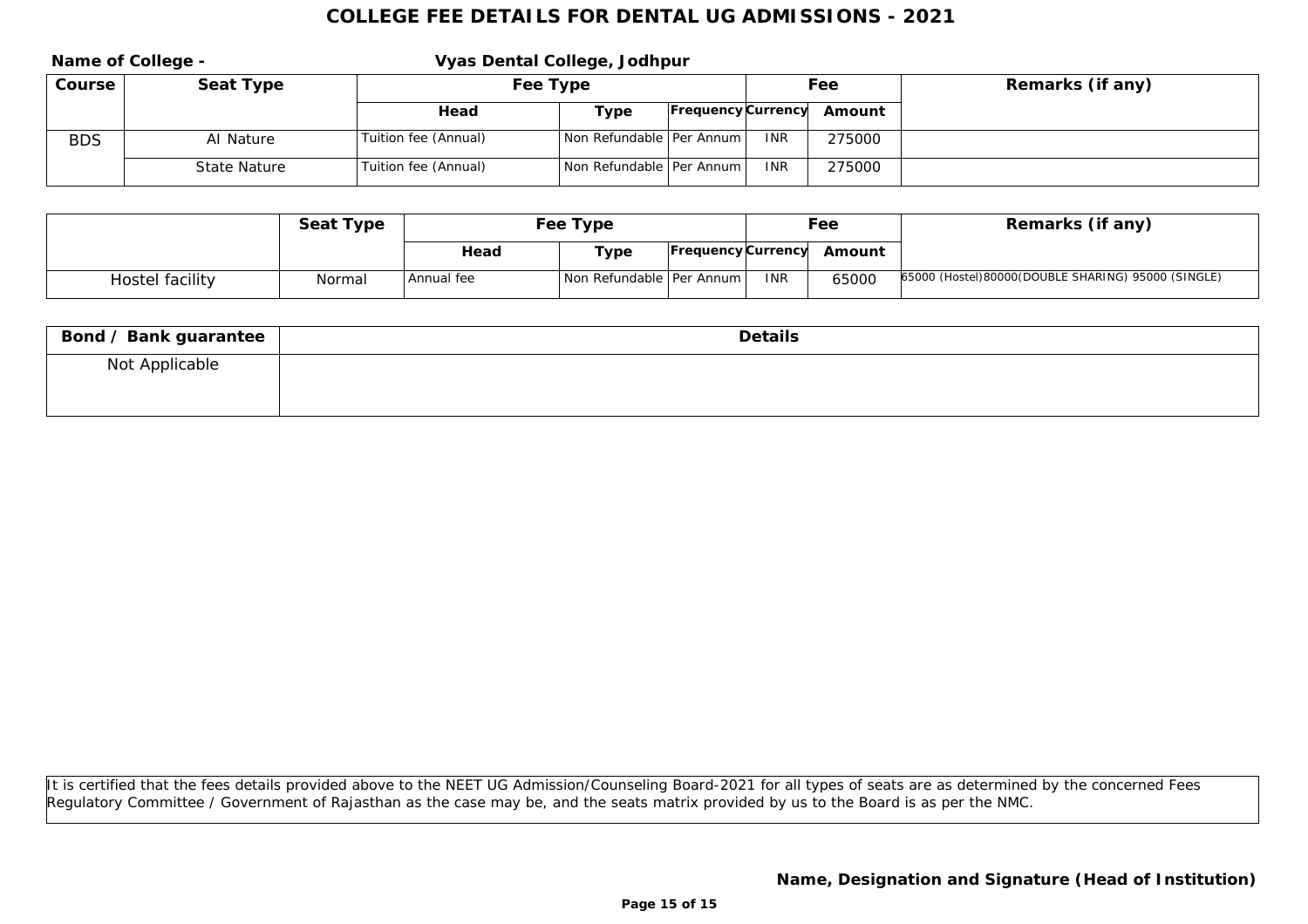# COLLEGE FEE DETAILS FOR DENTAL UG ADMISSIONS - 2021

**Name of College -** **Vyas Dental College, Jodhpur**

| Course | Seat Type | Fee Type | | | Fee | | Remarks (if any) |
|---|---|---|---|---|---|---|---|
| | | Head | Type | Frequency | Currency | Amount | |
| BDS | AI Nature | Tuition fee (Annual) | Non Refundable | Per Annum | INR | 275000 | |
| | State Nature | Tuition fee (Annual) | Non Refundable | Per Annum | INR | 275000 | |

| | Seat Type | Fee Type | | | Fee | | Remarks (if any) |
|---|---|---|---|---|---|---|---|
| | | Head | Type | Frequency | Currency | Amount | |
| Hostel facility | Normal | Annual fee | Non Refundable | Per Annum | INR | 65000 | 65000 (Hostel)80000(DOUBLE SHARING) 95000 (SINGLE) |

| Bond / Bank guarantee | Details |
|---|---|
| Not Applicable | |

It is certified that the fees details provided above to the NEET UG Admission/Counseling Board-2021 for all types of seats are as determined by the concerned Fees Regulatory Committee / Government of Rajasthan as the case may be, and the seats matrix provided by us to the Board is as per the NMC.

**Name, Designation and Signature (Head of Institution)**